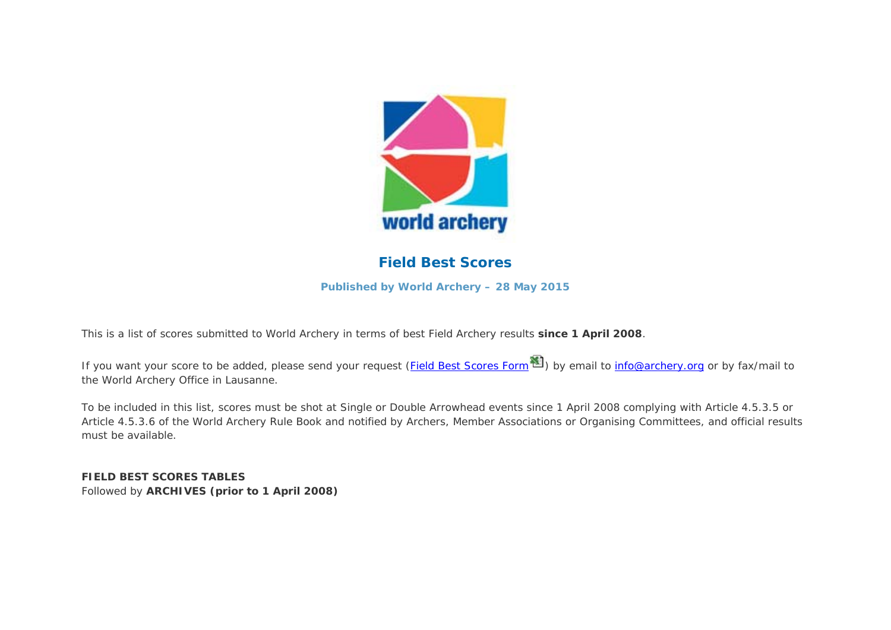# Field Best Scores

**Published by World Archery – 28 May 2015**

This is a list of scores submitted to World Archery in terms of best Field Archery results **since 1 April 2008**.

If you want your score to be added, please send your request (Field Best Scores Form) by email to info@archery.org or by fax/mail to the World Archery Office in Lausanne.

To be included in this list, scores must be shot at Single or Double Arrowhead events since 1 April 2008 complying with Article 4.5.3.5 or Article 4.5.3.6 of the World Archery Rule Book and notified by Archers, Member Associations or Organising Committees, and official results must be available.

**FIELD BEST SCORES TABLES**
Followed by **ARCHIVES (prior to 1 April 2008)**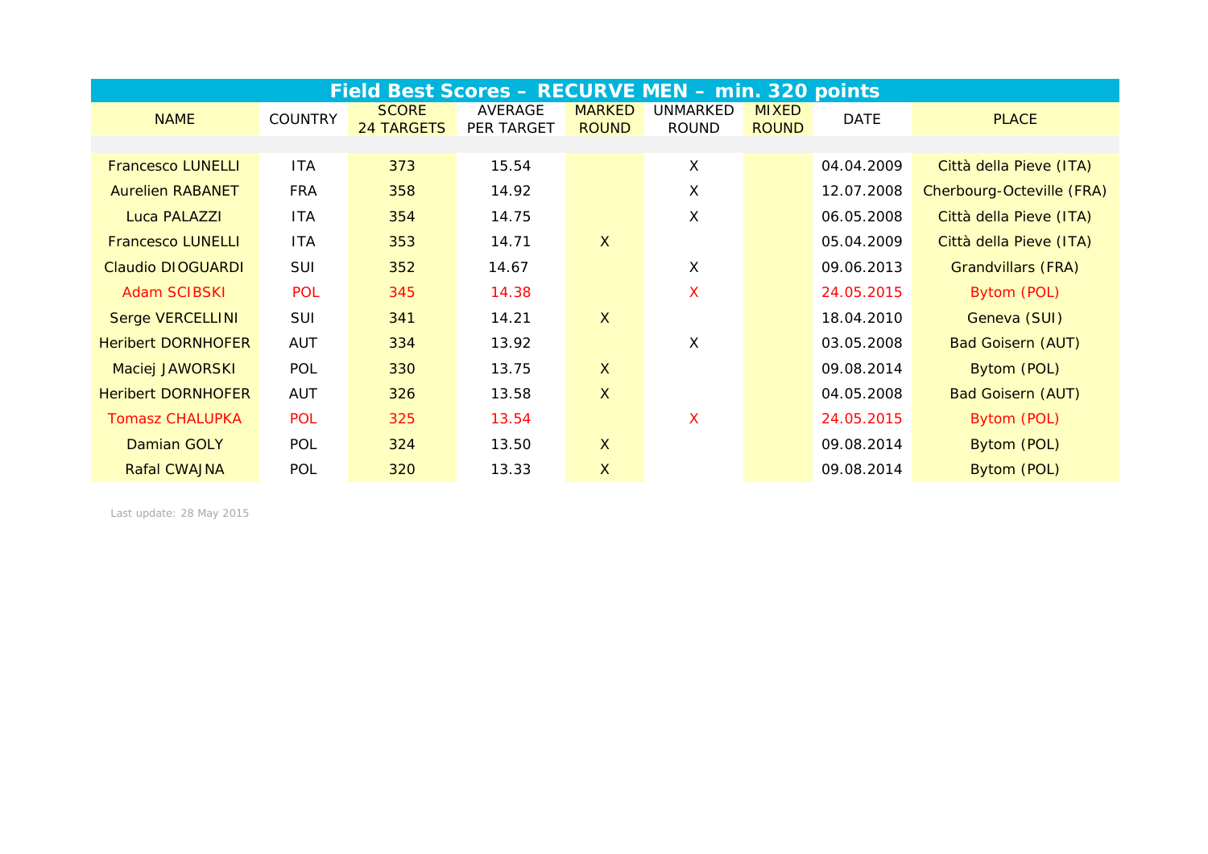## Field Best Scores – RECURVE MEN – min. 320 points

| NAME | COUNTRY | SCORE 24 TARGETS | AVERAGE PER TARGET | MARKED ROUND | UNMARKED ROUND | MIXED ROUND | DATE | PLACE |
|---|---|---|---|---|---|---|---|---|
| Francesco LUNELLI | ITA | 373 | 15.54 | | X | | 04.04.2009 | Città della Pieve (ITA) |
| Aurelien RABANET | FRA | 358 | 14.92 | | X | | 12.07.2008 | Cherbourg-Octeville (FRA) |
| Luca PALAZZI | ITA | 354 | 14.75 | | X | | 06.05.2008 | Città della Pieve (ITA) |
| Francesco LUNELLI | ITA | 353 | 14.71 | X | | | 05.04.2009 | Città della Pieve (ITA) |
| Claudio DIOGUARDI | SUI | 352 | 14.67 | | X | | 09.06.2013 | Grandvillars (FRA) |
| Adam SCIBSKI | POL | 345 | 14.38 | | X | | 24.05.2015 | Bytom (POL) |
| Serge VERCELLINI | SUI | 341 | 14.21 | X | | | 18.04.2010 | Geneva (SUI) |
| Heribert DORNHOFER | AUT | 334 | 13.92 | | X | | 03.05.2008 | Bad Goisern (AUT) |
| Maciej JAWORSKI | POL | 330 | 13.75 | X | | | 09.08.2014 | Bytom (POL) |
| Heribert DORNHOFER | AUT | 326 | 13.58 | X | | | 04.05.2008 | Bad Goisern (AUT) |
| Tomasz CHALUPKA | POL | 325 | 13.54 | | X | | 24.05.2015 | Bytom (POL) |
| Damian GOLY | POL | 324 | 13.50 | X | | | 09.08.2014 | Bytom (POL) |
| Rafal CWAJNA | POL | 320 | 13.33 | X | | | 09.08.2014 | Bytom (POL) |

Last update: 28 May 2015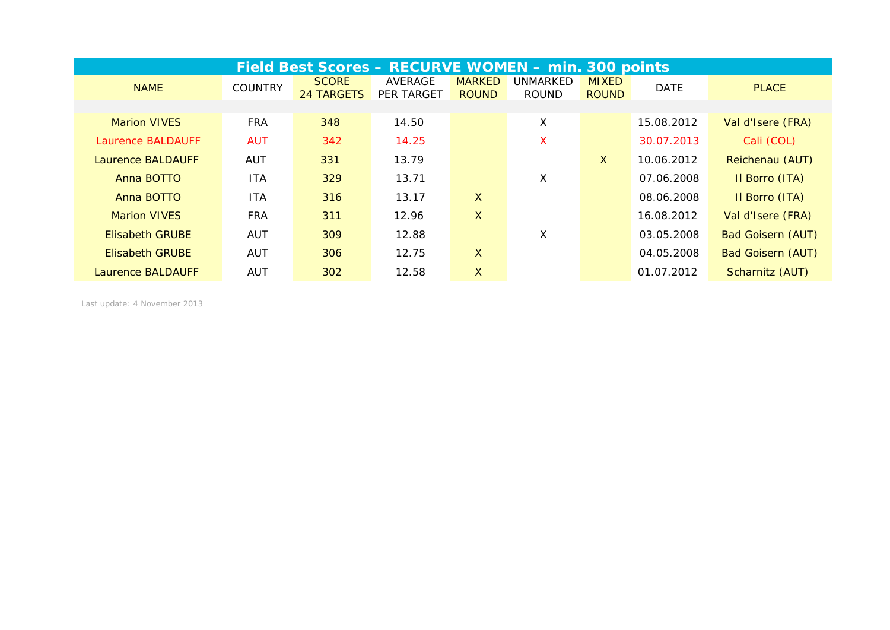## Field Best Scores – RECURVE WOMEN – min. 300 points

| NAME | COUNTRY | SCORE 24 TARGETS | AVERAGE PER TARGET | MARKED ROUND | UNMARKED ROUND | MIXED ROUND | DATE | PLACE |
|---|---|---|---|---|---|---|---|---|
| Marion VIVES | FRA | 348 | 14.50 | | X | | 15.08.2012 | Val d'Isere (FRA) |
| Laurence BALDAUFF | AUT | 342 | 14.25 | | X | | 30.07.2013 | Cali (COL) |
| Laurence BALDAUFF | AUT | 331 | 13.79 | | | X | 10.06.2012 | Reichenau (AUT) |
| Anna BOTTO | ITA | 329 | 13.71 | | X | | 07.06.2008 | Il Borro (ITA) |
| Anna BOTTO | ITA | 316 | 13.17 | X | | | 08.06.2008 | Il Borro (ITA) |
| Marion VIVES | FRA | 311 | 12.96 | X | | | 16.08.2012 | Val d'Isere (FRA) |
| Elisabeth GRUBE | AUT | 309 | 12.88 | | X | | 03.05.2008 | Bad Goisern (AUT) |
| Elisabeth GRUBE | AUT | 306 | 12.75 | X | | | 04.05.2008 | Bad Goisern (AUT) |
| Laurence BALDAUFF | AUT | 302 | 12.58 | X | | | 01.07.2012 | Scharnitz (AUT) |

Last update: 4 November 2013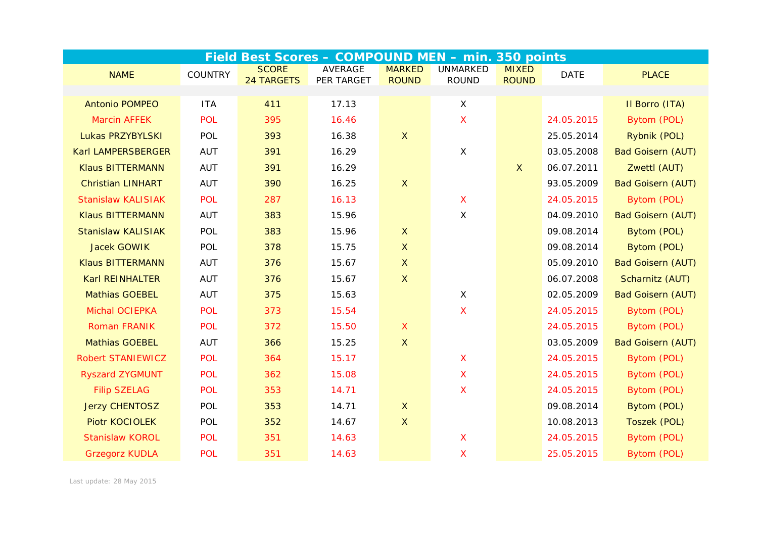| Field Best Scores – COMPOUND MEN – min. 350 points | | | | | | | | |
|---|---|---|---|---|---|---|---|---|
| NAME | COUNTRY | SCORE 24 TARGETS | AVERAGE PER TARGET | MARKED ROUND | UNMARKED ROUND | MIXED ROUND | DATE | PLACE |
| Antonio POMPEO | ITA | 411 | 17.13 | | X | | | Il Borro (ITA) |
| Marcin AFFEK | POL | 395 | 16.46 | | X | | 24.05.2015 | Bytom (POL) |
| Lukas PRZYBYLSKI | POL | 393 | 16.38 | X | | | 25.05.2014 | Rybnik (POL) |
| Karl LAMPERSBERGER | AUT | 391 | 16.29 | | X | | 03.05.2008 | Bad Goisern (AUT) |
| Klaus BITTERMANN | AUT | 391 | 16.29 | | | X | 06.07.2011 | Zwettl (AUT) |
| Christian LINHART | AUT | 390 | 16.25 | X | | | 93.05.2009 | Bad Goisern (AUT) |
| Stanislaw KALISIAK | POL | 287 | 16.13 | | X | | 24.05.2015 | Bytom (POL) |
| Klaus BITTERMANN | AUT | 383 | 15.96 | | X | | 04.09.2010 | Bad Goisern (AUT) |
| Stanislaw KALISIAK | POL | 383 | 15.96 | X | | | 09.08.2014 | Bytom (POL) |
| Jacek GOWIK | POL | 378 | 15.75 | X | | | 09.08.2014 | Bytom (POL) |
| Klaus BITTERMANN | AUT | 376 | 15.67 | X | | | 05.09.2010 | Bad Goisern (AUT) |
| Karl REINHALTER | AUT | 376 | 15.67 | X | | | 06.07.2008 | Scharnitz (AUT) |
| Mathias GOEBEL | AUT | 375 | 15.63 | | X | | 02.05.2009 | Bad Goisern (AUT) |
| Michal OCIEPKA | POL | 373 | 15.54 | | X | | 24.05.2015 | Bytom (POL) |
| Roman FRANIK | POL | 372 | 15.50 | X | | | 24.05.2015 | Bytom (POL) |
| Mathias GOEBEL | AUT | 366 | 15.25 | X | | | 03.05.2009 | Bad Goisern (AUT) |
| Robert STANIEWICZ | POL | 364 | 15.17 | | X | | 24.05.2015 | Bytom (POL) |
| Ryszard ZYGMUNT | POL | 362 | 15.08 | | X | | 24.05.2015 | Bytom (POL) |
| Filip SZELAG | POL | 353 | 14.71 | | X | | 24.05.2015 | Bytom (POL) |
| Jerzy CHENTOSZ | POL | 353 | 14.71 | X | | | 09.08.2014 | Bytom (POL) |
| Piotr KOCIOLEK | POL | 352 | 14.67 | X | | | 10.08.2013 | Toszek (POL) |
| Stanislaw KOROL | POL | 351 | 14.63 | | X | | 24.05.2015 | Bytom (POL) |
| Grzegorz KUDLA | POL | 351 | 14.63 | | X | | 25.05.2015 | Bytom (POL) |

Last update: 28 May 2015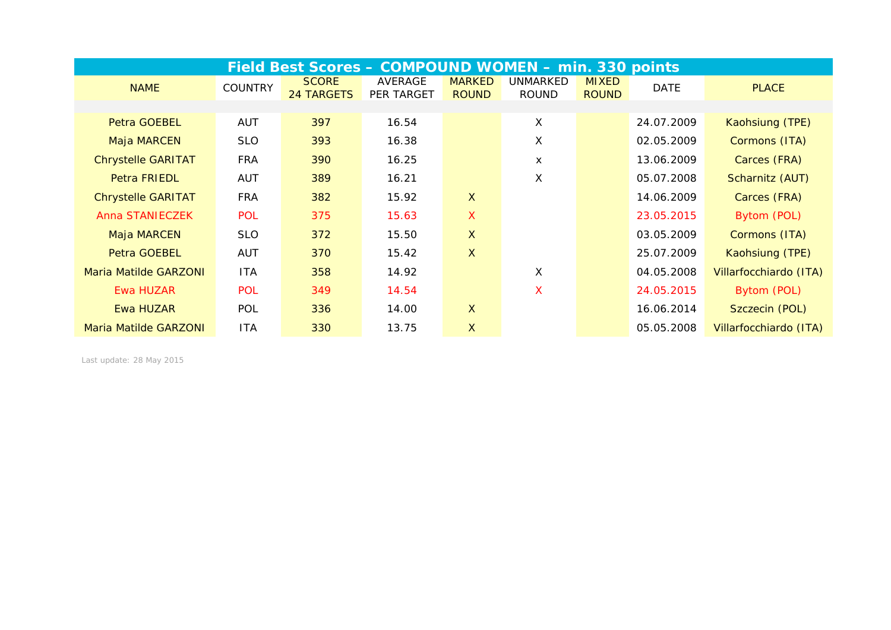# Field Best Scores – COMPOUND WOMEN – min. 330 points

| NAME | COUNTRY | SCORE 24 TARGETS | AVERAGE PER TARGET | MARKED ROUND | UNMARKED ROUND | MIXED ROUND | DATE | PLACE |
|---|---|---|---|---|---|---|---|---|
| Petra GOEBEL | AUT | 397 | 16.54 | | X | | 24.07.2009 | Kaohsiung (TPE) |
| Maja MARCEN | SLO | 393 | 16.38 | | X | | 02.05.2009 | Cormons (ITA) |
| Chrystelle GARITAT | FRA | 390 | 16.25 | | x | | 13.06.2009 | Carces (FRA) |
| Petra FRIEDL | AUT | 389 | 16.21 | | X | | 05.07.2008 | Scharnitz (AUT) |
| Chrystelle GARITAT | FRA | 382 | 15.92 | X | | | 14.06.2009 | Carces (FRA) |
| Anna STANIECZEK | POL | 375 | 15.63 | X | | | 23.05.2015 | Bytom (POL) |
| Maja MARCEN | SLO | 372 | 15.50 | X | | | 03.05.2009 | Cormons (ITA) |
| Petra GOEBEL | AUT | 370 | 15.42 | X | | | 25.07.2009 | Kaohsiung (TPE) |
| Maria Matilde GARZONI | ITA | 358 | 14.92 | | X | | 04.05.2008 | Villarfocchiardo (ITA) |
| Ewa HUZAR | POL | 349 | 14.54 | | X | | 24.05.2015 | Bytom (POL) |
| Ewa HUZAR | POL | 336 | 14.00 | X | | | 16.06.2014 | Szczecin (POL) |
| Maria Matilde GARZONI | ITA | 330 | 13.75 | X | | | 05.05.2008 | Villarfocchiardo (ITA) |

Last update: 28 May 2015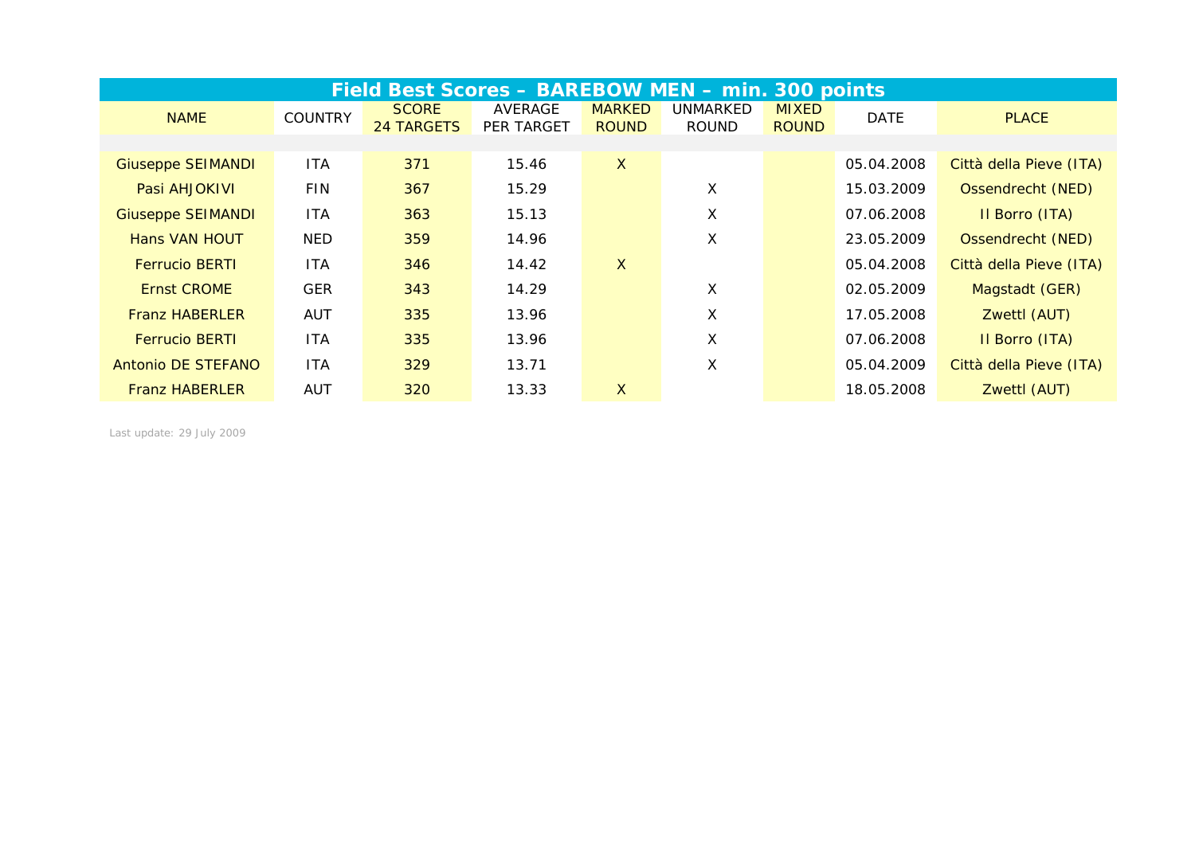| Field Best Scores – BAREBOW MEN – min. 300 points | | | | | | | | |
|---|---|---|---|---|---|---|---|---|
| NAME | COUNTRY | SCORE 24 TARGETS | AVERAGE PER TARGET | MARKED ROUND | UNMARKED ROUND | MIXED ROUND | DATE | PLACE |
| Giuseppe SEIMANDI | ITA | 371 | 15.46 | X | | | 05.04.2008 | Città della Pieve (ITA) |
| Pasi AHJOKIVI | FIN | 367 | 15.29 | | X | | 15.03.2009 | Ossendrecht (NED) |
| Giuseppe SEIMANDI | ITA | 363 | 15.13 | | X | | 07.06.2008 | Il Borro (ITA) |
| Hans VAN HOUT | NED | 359 | 14.96 | | X | | 23.05.2009 | Ossendrecht (NED) |
| Ferrucio BERTI | ITA | 346 | 14.42 | X | | | 05.04.2008 | Città della Pieve (ITA) |
| Ernst CROME | GER | 343 | 14.29 | | X | | 02.05.2009 | Magstadt (GER) |
| Franz HABERLER | AUT | 335 | 13.96 | | X | | 17.05.2008 | Zwettl (AUT) |
| Ferrucio BERTI | ITA | 335 | 13.96 | | X | | 07.06.2008 | Il Borro (ITA) |
| Antonio DE STEFANO | ITA | 329 | 13.71 | | X | | 05.04.2009 | Città della Pieve (ITA) |
| Franz HABERLER | AUT | 320 | 13.33 | X | | | 18.05.2008 | Zwettl (AUT) |

Last update: 29 July 2009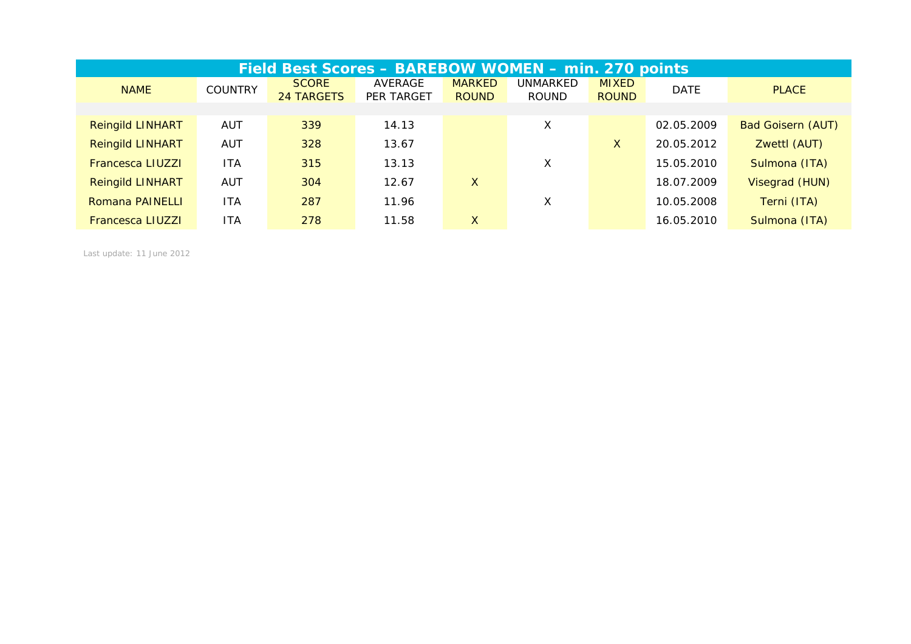## Field Best Scores – BAREBOW WOMEN – min. 270 points

| NAME | COUNTRY | SCORE 24 TARGETS | AVERAGE PER TARGET | MARKED ROUND | UNMARKED ROUND | MIXED ROUND | DATE | PLACE |
|---|---|---|---|---|---|---|---|---|
| Reingild LINHART | AUT | 339 | 14.13 | | X | | 02.05.2009 | Bad Goisern (AUT) |
| Reingild LINHART | AUT | 328 | 13.67 | | | X | 20.05.2012 | Zwettl (AUT) |
| Francesca LIUZZI | ITA | 315 | 13.13 | | X | | 15.05.2010 | Sulmona (ITA) |
| Reingild LINHART | AUT | 304 | 12.67 | X | | | 18.07.2009 | Visegrad (HUN) |
| Romana PAINELLI | ITA | 287 | 11.96 | | X | | 10.05.2008 | Terni (ITA) |
| Francesca LIUZZI | ITA | 278 | 11.58 | X | | | 16.05.2010 | Sulmona (ITA) |

Last update: 11 June 2012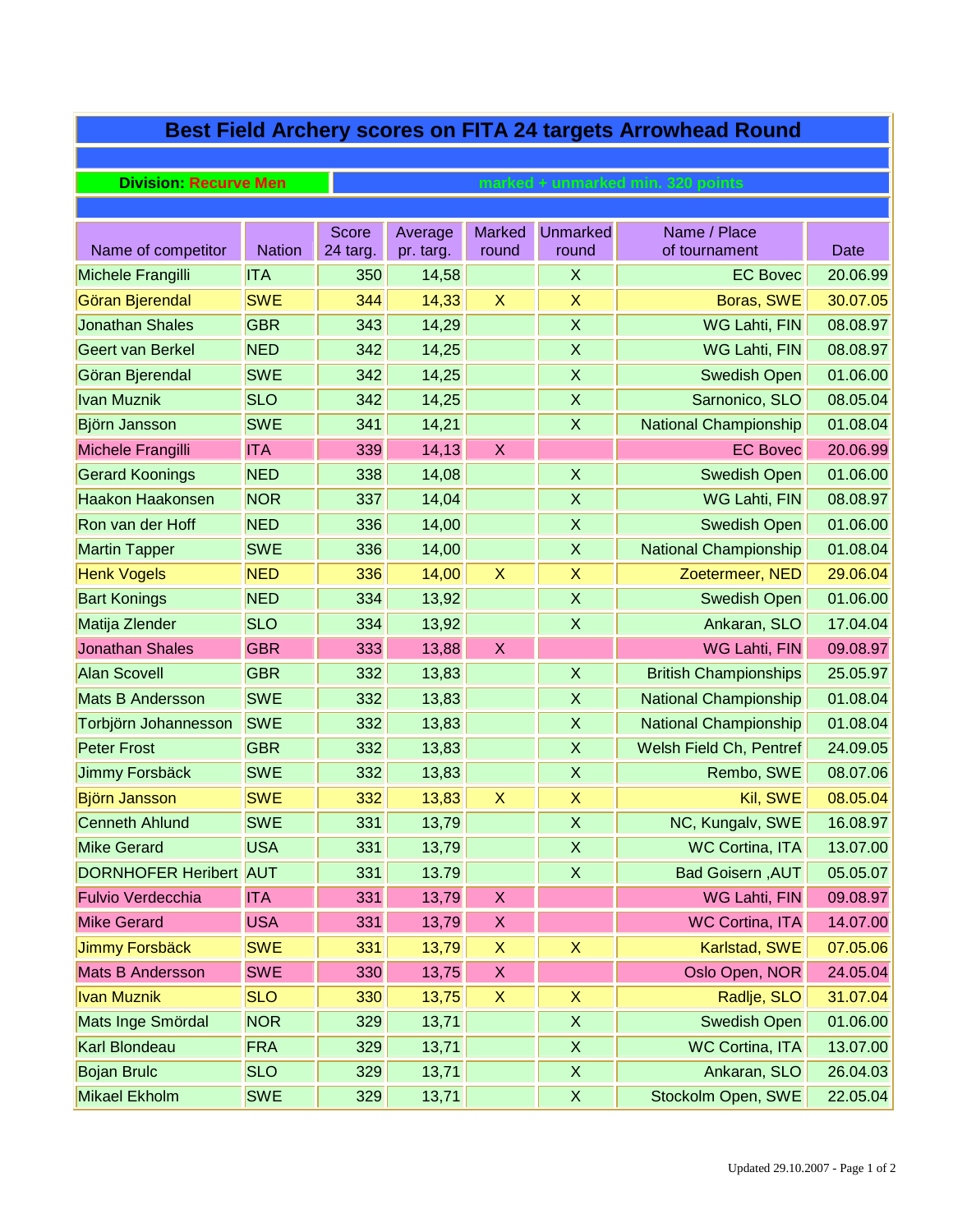# Best Field Archery scores on FITA 24 targets Arrowhead Round

**Division: Recurve Men** — marked + unmarked min. 320 points

| Name of competitor | Nation | Score 24 targ. | Average pr. targ. | Marked round | Unmarked round | Name / Place of tournament | Date |
|---|---|---|---|---|---|---|---|
| Michele Frangilli | ITA | 350 | 14,58 | | X | EC Bovec | 20.06.99 |
| Göran Bjerendal | SWE | 344 | 14,33 | X | X | Boras, SWE | 30.07.05 |
| Jonathan Shales | GBR | 343 | 14,29 | | X | WG Lahti, FIN | 08.08.97 |
| Geert van Berkel | NED | 342 | 14,25 | | X | WG Lahti, FIN | 08.08.97 |
| Göran Bjerendal | SWE | 342 | 14,25 | | X | Swedish Open | 01.06.00 |
| Ivan Muznik | SLO | 342 | 14,25 | | X | Sarnonico, SLO | 08.05.04 |
| Björn Jansson | SWE | 341 | 14,21 | | X | National Championship | 01.08.04 |
| Michele Frangilli | ITA | 339 | 14,13 | X | | EC Bovec | 20.06.99 |
| Gerard Koonings | NED | 338 | 14,08 | | X | Swedish Open | 01.06.00 |
| Haakon Haakonsen | NOR | 337 | 14,04 | | X | WG Lahti, FIN | 08.08.97 |
| Ron van der Hoff | NED | 336 | 14,00 | | X | Swedish Open | 01.06.00 |
| Martin Tapper | SWE | 336 | 14,00 | | X | National Championship | 01.08.04 |
| Henk Vogels | NED | 336 | 14,00 | X | X | Zoetermeer, NED | 29.06.04 |
| Bart Konings | NED | 334 | 13,92 | | X | Swedish Open | 01.06.00 |
| Matija Zlender | SLO | 334 | 13,92 | | X | Ankaran, SLO | 17.04.04 |
| Jonathan Shales | GBR | 333 | 13,88 | X | | WG Lahti, FIN | 09.08.97 |
| Alan Scovell | GBR | 332 | 13,83 | | X | British Championships | 25.05.97 |
| Mats B Andersson | SWE | 332 | 13,83 | | X | National Championship | 01.08.04 |
| Torbjörn Johannesson | SWE | 332 | 13,83 | | X | National Championship | 01.08.04 |
| Peter Frost | GBR | 332 | 13,83 | | X | Welsh Field Ch, Pentref | 24.09.05 |
| Jimmy Forsbäck | SWE | 332 | 13,83 | | X | Rembo, SWE | 08.07.06 |
| Björn Jansson | SWE | 332 | 13,83 | X | X | Kil, SWE | 08.05.04 |
| Cenneth Ahlund | SWE | 331 | 13,79 | | X | NC, Kungalv, SWE | 16.08.97 |
| Mike Gerard | USA | 331 | 13,79 | | X | WC Cortina, ITA | 13.07.00 |
| DORNHOFER Heribert | AUT | 331 | 13.79 | | X | Bad Goisern ,AUT | 05.05.07 |
| Fulvio Verdecchia | ITA | 331 | 13,79 | X | | WG Lahti, FIN | 09.08.97 |
| Mike Gerard | USA | 331 | 13,79 | X | | WC Cortina, ITA | 14.07.00 |
| Jimmy Forsbäck | SWE | 331 | 13,79 | X | X | Karlstad, SWE | 07.05.06 |
| Mats B Andersson | SWE | 330 | 13,75 | X | | Oslo Open, NOR | 24.05.04 |
| Ivan Muznik | SLO | 330 | 13,75 | X | X | Radlje, SLO | 31.07.04 |
| Mats Inge Smördal | NOR | 329 | 13,71 | | X | Swedish Open | 01.06.00 |
| Karl Blondeau | FRA | 329 | 13,71 | | X | WC Cortina, ITA | 13.07.00 |
| Bojan Brulc | SLO | 329 | 13,71 | | X | Ankaran, SLO | 26.04.03 |
| Mikael Ekholm | SWE | 329 | 13,71 | | X | Stockolm Open, SWE | 22.05.04 |

Updated 29.10.2007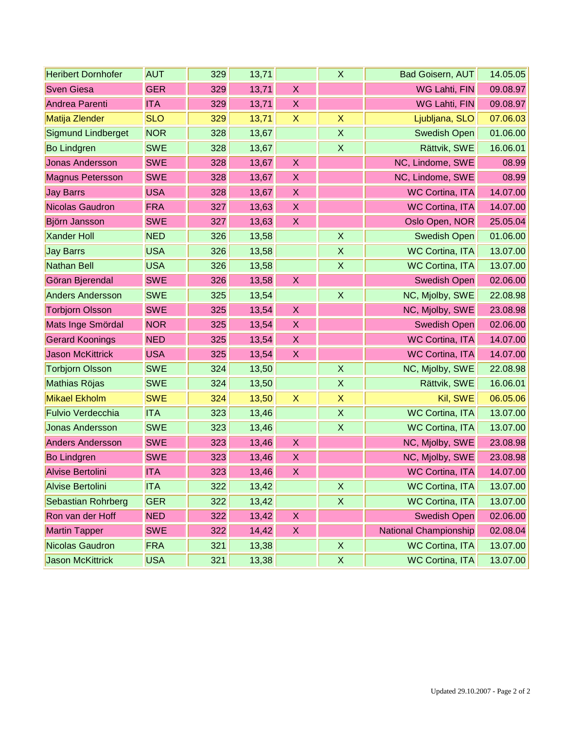| | | | | | | | |
|---|---|---|---|---|---|---|---|
| Heribert Dornhofer | AUT | 329 | 13,71 | | X | Bad Goisern, AUT | 14.05.05 |
| Sven Giesa | GER | 329 | 13,71 | X | | WG Lahti, FIN | 09.08.97 |
| Andrea Parenti | ITA | 329 | 13,71 | X | | WG Lahti, FIN | 09.08.97 |
| Matija Zlender | SLO | 329 | 13,71 | X | X | Ljubljana, SLO | 07.06.03 |
| Sigmund Lindberget | NOR | 328 | 13,67 | | X | Swedish Open | 01.06.00 |
| Bo Lindgren | SWE | 328 | 13,67 | | X | Rättvik, SWE | 16.06.01 |
| Jonas Andersson | SWE | 328 | 13,67 | X | | NC, Lindome, SWE | 08.99 |
| Magnus Petersson | SWE | 328 | 13,67 | X | | NC, Lindome, SWE | 08.99 |
| Jay Barrs | USA | 328 | 13,67 | X | | WC Cortina, ITA | 14.07.00 |
| Nicolas Gaudron | FRA | 327 | 13,63 | X | | WC Cortina, ITA | 14.07.00 |
| Björn Jansson | SWE | 327 | 13,63 | X | | Oslo Open, NOR | 25.05.04 |
| Xander Holl | NED | 326 | 13,58 | | X | Swedish Open | 01.06.00 |
| Jay Barrs | USA | 326 | 13,58 | | X | WC Cortina, ITA | 13.07.00 |
| Nathan Bell | USA | 326 | 13,58 | | X | WC Cortina, ITA | 13.07.00 |
| Göran Bjerendal | SWE | 326 | 13,58 | X | | Swedish Open | 02.06.00 |
| Anders Andersson | SWE | 325 | 13,54 | | X | NC, Mjolby, SWE | 22.08.98 |
| Torbjorn Olsson | SWE | 325 | 13,54 | X | | NC, Mjolby, SWE | 23.08.98 |
| Mats Inge Smördal | NOR | 325 | 13,54 | X | | Swedish Open | 02.06.00 |
| Gerard Koonings | NED | 325 | 13,54 | X | | WC Cortina, ITA | 14.07.00 |
| Jason McKittrick | USA | 325 | 13,54 | X | | WC Cortina, ITA | 14.07.00 |
| Torbjorn Olsson | SWE | 324 | 13,50 | | X | NC, Mjolby, SWE | 22.08.98 |
| Mathias Röjas | SWE | 324 | 13,50 | | X | Rättvik, SWE | 16.06.01 |
| Mikael Ekholm | SWE | 324 | 13,50 | X | X | Kil, SWE | 06.05.06 |
| Fulvio Verdecchia | ITA | 323 | 13,46 | | X | WC Cortina, ITA | 13.07.00 |
| Jonas Andersson | SWE | 323 | 13,46 | | X | WC Cortina, ITA | 13.07.00 |
| Anders Andersson | SWE | 323 | 13,46 | X | | NC, Mjolby, SWE | 23.08.98 |
| Bo Lindgren | SWE | 323 | 13,46 | X | | NC, Mjolby, SWE | 23.08.98 |
| Alvise Bertolini | ITA | 323 | 13,46 | X | | WC Cortina, ITA | 14.07.00 |
| Alvise Bertolini | ITA | 322 | 13,42 | | X | WC Cortina, ITA | 13.07.00 |
| Sebastian Rohrberg | GER | 322 | 13,42 | | X | WC Cortina, ITA | 13.07.00 |
| Ron van der Hoff | NED | 322 | 13,42 | X | | Swedish Open | 02.06.00 |
| Martin Tapper | SWE | 322 | 14,42 | X | | National Championship | 02.08.04 |
| Nicolas Gaudron | FRA | 321 | 13,38 | | X | WC Cortina, ITA | 13.07.00 |
| Jason McKittrick | USA | 321 | 13,38 | | X | WC Cortina, ITA | 13.07.00 |

Updated 29.10.2007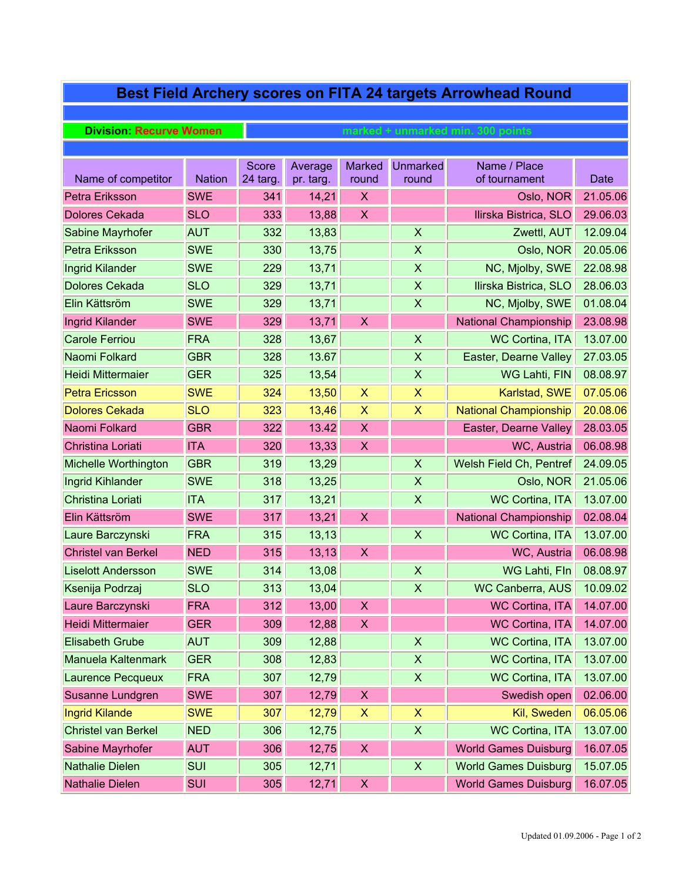# Best Field Archery scores on FITA 24 targets Arrowhead Round

**Division:** Recurve Women | marked + unmarked min. 300 points

| Name of competitor | Nation | Score 24 targ. | Average pr. targ. | Marked round | Unmarked round | Name / Place of tournament | Date |
|---|---|---|---|---|---|---|---|
| Petra Eriksson | SWE | 341 | 14,21 | X | | Oslo, NOR | 21.05.06 |
| Dolores Cekada | SLO | 333 | 13,88 | X | | Ilirska Bistrica, SLO | 29.06.03 |
| Sabine Mayrhofer | AUT | 332 | 13,83 | | X | Zwettl, AUT | 12.09.04 |
| Petra Eriksson | SWE | 330 | 13,75 | | X | Oslo, NOR | 20.05.06 |
| Ingrid Kilander | SWE | 229 | 13,71 | | X | NC, Mjolby, SWE | 22.08.98 |
| Dolores Cekada | SLO | 329 | 13,71 | | X | Ilirska Bistrica, SLO | 28.06.03 |
| Elin Kättsröm | SWE | 329 | 13,71 | | X | NC, Mjolby, SWE | 01.08.04 |
| Ingrid Kilander | SWE | 329 | 13,71 | X | | National Championship | 23.08.98 |
| Carole Ferriou | FRA | 328 | 13,67 | | X | WC Cortina, ITA | 13.07.00 |
| Naomi Folkard | GBR | 328 | 13.67 | | X | Easter, Dearne Valley | 27.03.05 |
| Heidi Mittermaier | GER | 325 | 13,54 | | X | WG Lahti, FIN | 08.08.97 |
| Petra Ericsson | SWE | 324 | 13,50 | X | X | Karlstad, SWE | 07.05.06 |
| Dolores Cekada | SLO | 323 | 13,46 | X | X | National Championship | 20.08.06 |
| Naomi Folkard | GBR | 322 | 13.42 | X | | Easter, Dearne Valley | 28.03.05 |
| Christina Loriati | ITA | 320 | 13,33 | X | | WC, Austria | 06.08.98 |
| Michelle Worthington | GBR | 319 | 13,29 | | X | Welsh Field Ch, Pentref | 24.09.05 |
| Ingrid Kihlander | SWE | 318 | 13,25 | | X | Oslo, NOR | 21.05.06 |
| Christina Loriati | ITA | 317 | 13,21 | | X | WC Cortina, ITA | 13.07.00 |
| Elin Kättsröm | SWE | 317 | 13,21 | X | | National Championship | 02.08.04 |
| Laure Barczynski | FRA | 315 | 13,13 | | X | WC Cortina, ITA | 13.07.00 |
| Christel van Berkel | NED | 315 | 13,13 | X | | WC, Austria | 06.08.98 |
| Liselott Andersson | SWE | 314 | 13,08 | | X | WG Lahti, FIn | 08.08.97 |
| Ksenija Podrzaj | SLO | 313 | 13,04 | | X | WC Canberra, AUS | 10.09.02 |
| Laure Barczynski | FRA | 312 | 13,00 | X | | WC Cortina, ITA | 14.07.00 |
| Heidi Mittermaier | GER | 309 | 12,88 | X | | WC Cortina, ITA | 14.07.00 |
| Elisabeth Grube | AUT | 309 | 12,88 | | X | WC Cortina, ITA | 13.07.00 |
| Manuela Kaltenmark | GER | 308 | 12,83 | | X | WC Cortina, ITA | 13.07.00 |
| Laurence Pecqueux | FRA | 307 | 12,79 | | X | WC Cortina, ITA | 13.07.00 |
| Susanne Lundgren | SWE | 307 | 12,79 | X | | Swedish open | 02.06.00 |
| Ingrid Kilande | SWE | 307 | 12,79 | X | X | Kil, Sweden | 06.05.06 |
| Christel van Berkel | NED | 306 | 12,75 | | X | WC Cortina, ITA | 13.07.00 |
| Sabine Mayrhofer | AUT | 306 | 12,75 | X | | World Games Duisburg | 16.07.05 |
| Nathalie Dielen | SUI | 305 | 12,71 | | X | World Games Duisburg | 15.07.05 |
| Nathalie Dielen | SUI | 305 | 12,71 | X | | World Games Duisburg | 16.07.05 |

Updated 01.09.2006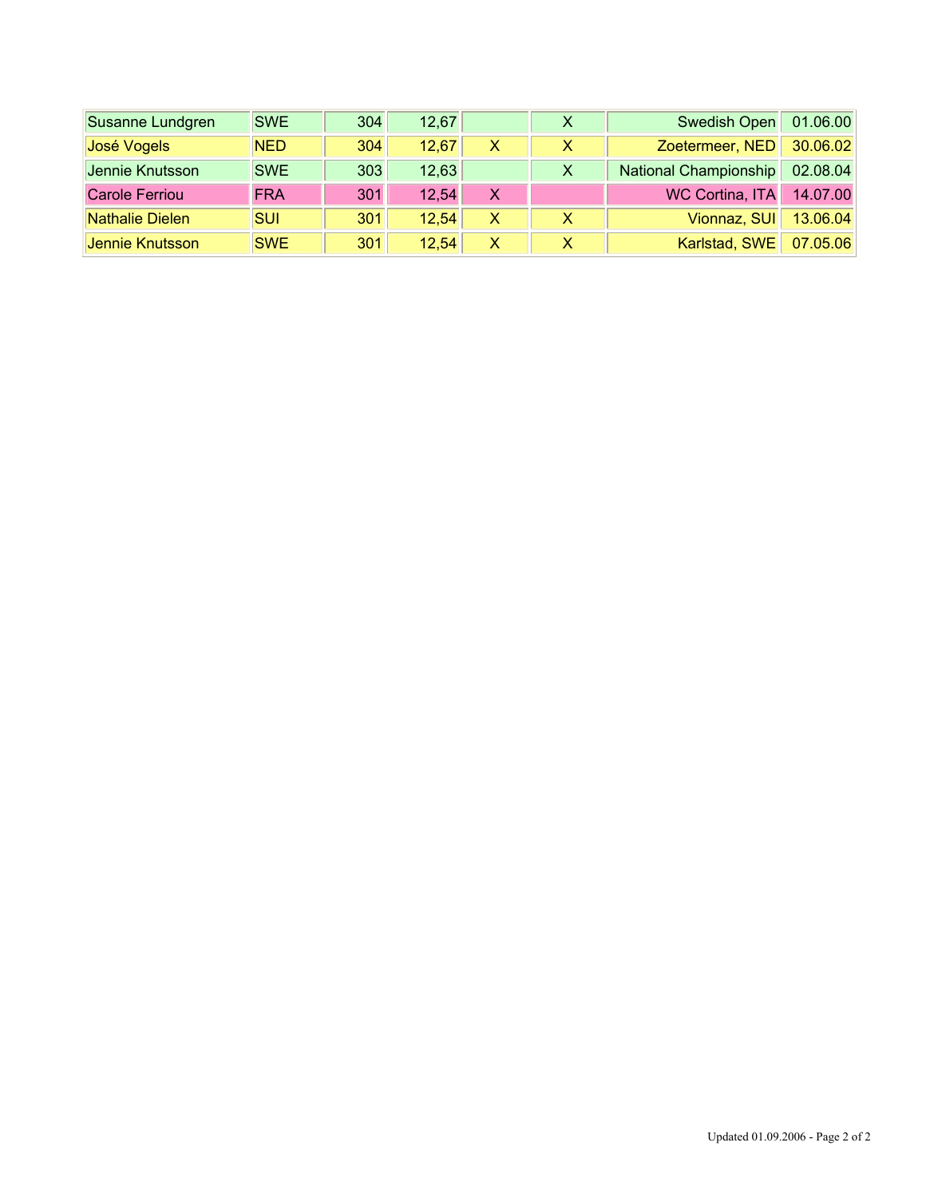| | | | | | | | |
|---|---|---|---|---|---|---|---|
| Susanne Lundgren | SWE | 304 | 12,67 | | X | Swedish Open | 01.06.00 |
| José Vogels | NED | 304 | 12,67 | X | X | Zoetermeer, NED | 30.06.02 |
| Jennie Knutsson | SWE | 303 | 12,63 | | X | National Championship | 02.08.04 |
| Carole Ferriou | FRA | 301 | 12,54 | X | | WC Cortina, ITA | 14.07.00 |
| Nathalie Dielen | SUI | 301 | 12,54 | X | X | Vionnaz, SUI | 13.06.04 |
| Jennie Knutsson | SWE | 301 | 12,54 | X | X | Karlstad, SWE | 07.05.06 |

Updated 01.09.2006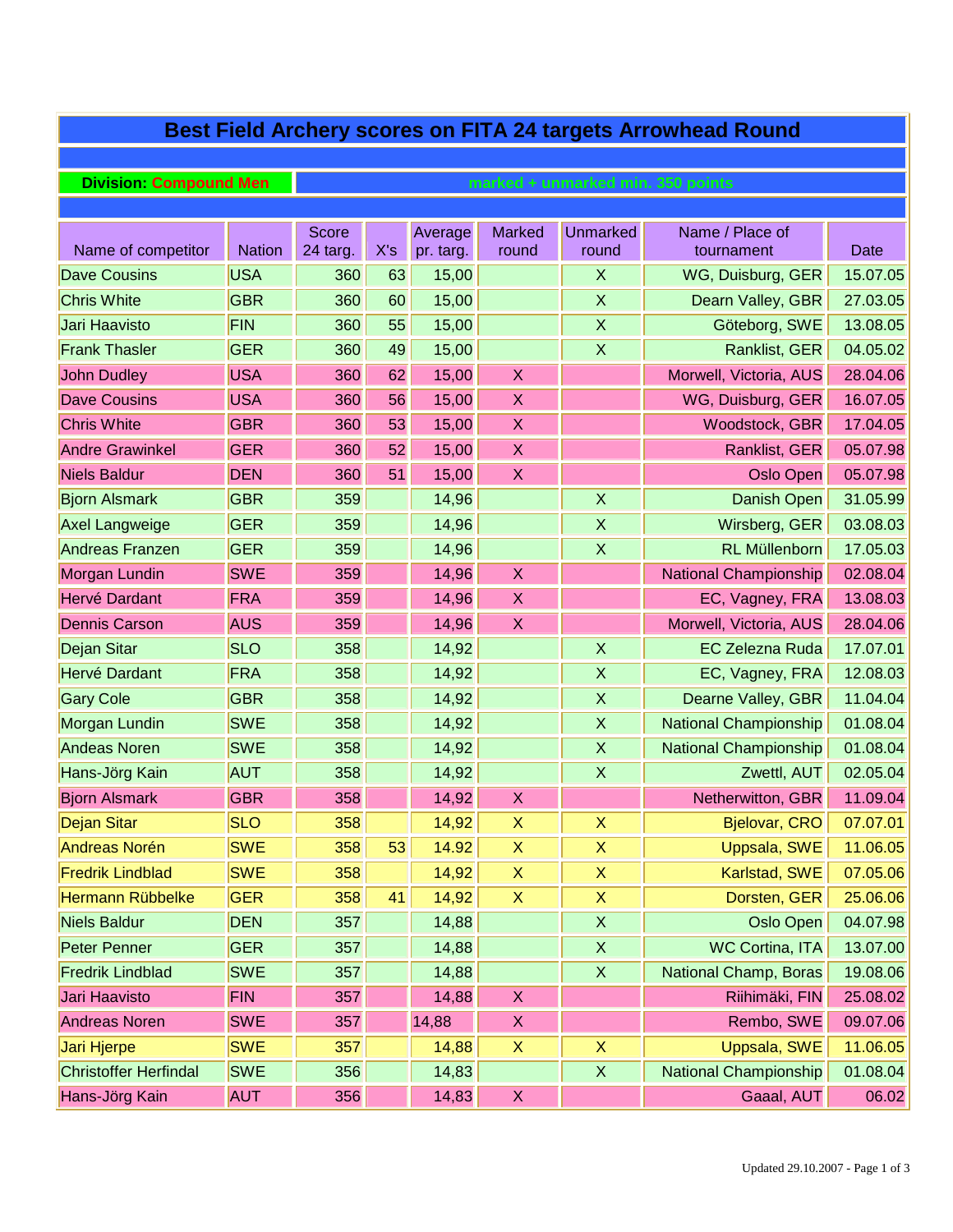# Best Field Archery scores on FITA 24 targets Arrowhead Round

**Division: Compound Men** — marked + unmarked min. 350 points

| Name of competitor | Nation | Score 24 targ. | X's | Average pr. targ. | Marked round | Unmarked round | Name / Place of tournament | Date |
|---|---|---|---|---|---|---|---|---|
| Dave Cousins | USA | 360 | 63 | 15,00 | | X | WG, Duisburg, GER | 15.07.05 |
| Chris White | GBR | 360 | 60 | 15,00 | | X | Dearn Valley, GBR | 27.03.05 |
| Jari Haavisto | FIN | 360 | 55 | 15,00 | | X | Göteborg, SWE | 13.08.05 |
| Frank Thasler | GER | 360 | 49 | 15,00 | | X | Ranklist, GER | 04.05.02 |
| John Dudley | USA | 360 | 62 | 15,00 | X | | Morwell, Victoria, AUS | 28.04.06 |
| Dave Cousins | USA | 360 | 56 | 15,00 | X | | WG, Duisburg, GER | 16.07.05 |
| Chris White | GBR | 360 | 53 | 15,00 | X | | Woodstock, GBR | 17.04.05 |
| Andre Grawinkel | GER | 360 | 52 | 15,00 | X | | Ranklist, GER | 05.07.98 |
| Niels Baldur | DEN | 360 | 51 | 15,00 | X | | Oslo Open | 05.07.98 |
| Bjorn Alsmark | GBR | 359 | | 14,96 | | X | Danish Open | 31.05.99 |
| Axel Langweige | GER | 359 | | 14,96 | | X | Wirsberg, GER | 03.08.03 |
| Andreas Franzen | GER | 359 | | 14,96 | | X | RL Müllenborn | 17.05.03 |
| Morgan Lundin | SWE | 359 | | 14,96 | X | | National Championship | 02.08.04 |
| Hervé Dardant | FRA | 359 | | 14,96 | X | | EC, Vagney, FRA | 13.08.03 |
| Dennis Carson | AUS | 359 | | 14,96 | X | | Morwell, Victoria, AUS | 28.04.06 |
| Dejan Sitar | SLO | 358 | | 14,92 | | X | EC Zelezna Ruda | 17.07.01 |
| Hervé Dardant | FRA | 358 | | 14,92 | | X | EC, Vagney, FRA | 12.08.03 |
| Gary Cole | GBR | 358 | | 14,92 | | X | Dearne Valley, GBR | 11.04.04 |
| Morgan Lundin | SWE | 358 | | 14,92 | | X | National Championship | 01.08.04 |
| Andeas Noren | SWE | 358 | | 14,92 | | X | National Championship | 01.08.04 |
| Hans-Jörg Kain | AUT | 358 | | 14,92 | | X | Zwettl, AUT | 02.05.04 |
| Bjorn Alsmark | GBR | 358 | | 14,92 | X | | Netherwitton, GBR | 11.09.04 |
| Dejan Sitar | SLO | 358 | | 14,92 | X | X | Bjelovar, CRO | 07.07.01 |
| Andreas Norén | SWE | 358 | 53 | 14.92 | X | X | Uppsala, SWE | 11.06.05 |
| Fredrik Lindblad | SWE | 358 | | 14,92 | X | X | Karlstad, SWE | 07.05.06 |
| Hermann Rübbelke | GER | 358 | 41 | 14,92 | X | X | Dorsten, GER | 25.06.06 |
| Niels Baldur | DEN | 357 | | 14,88 | | X | Oslo Open | 04.07.98 |
| Peter Penner | GER | 357 | | 14,88 | | X | WC Cortina, ITA | 13.07.00 |
| Fredrik Lindblad | SWE | 357 | | 14,88 | | X | National Champ, Boras | 19.08.06 |
| Jari Haavisto | FIN | 357 | | 14,88 | X | | Riihimäki, FIN | 25.08.02 |
| Andreas Noren | SWE | 357 | | 14,88 | X | | Rembo, SWE | 09.07.06 |
| Jari Hjerpe | SWE | 357 | | 14,88 | X | X | Uppsala, SWE | 11.06.05 |
| Christoffer Herfindal | SWE | 356 | | 14,83 | | X | National Championship | 01.08.04 |
| Hans-Jörg Kain | AUT | 356 | | 14,83 | X | | Gaaal, AUT | 06.02 |

Updated 29.10.2007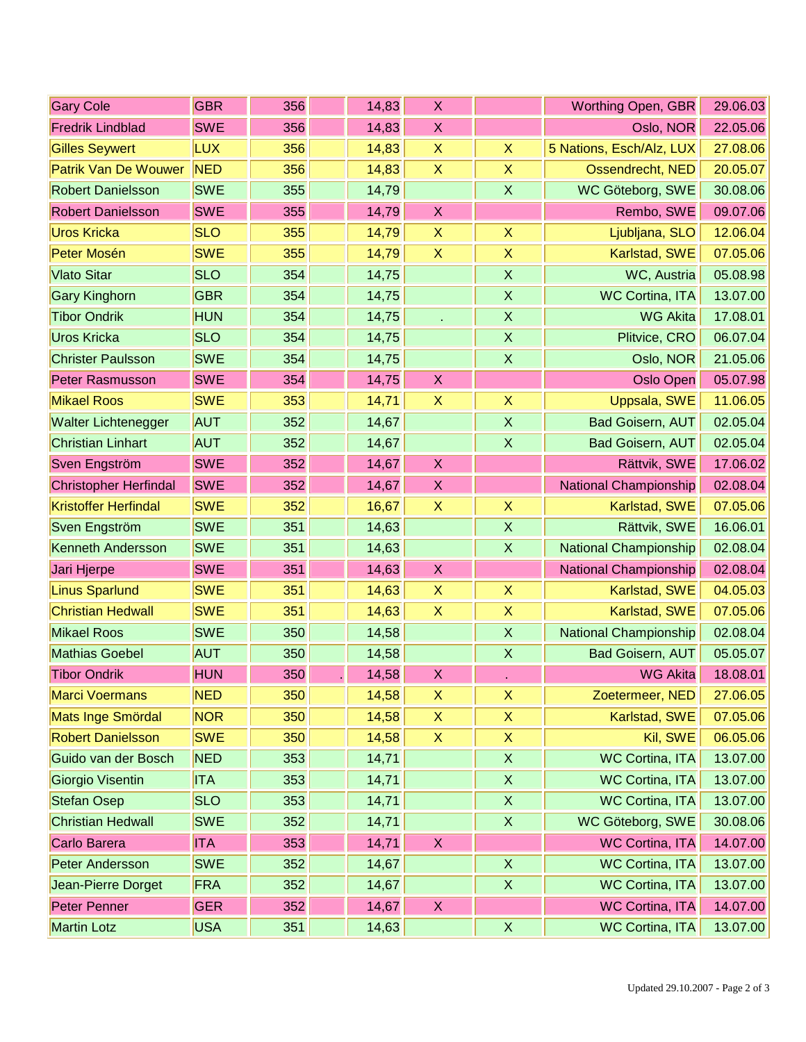| | | | | | | | | |
|---|---|---|---|---|---|---|---|---|
| Gary Cole | GBR | 356 | | 14,83 | X | | Worthing Open, GBR | 29.06.03 |
| Fredrik Lindblad | SWE | 356 | | 14,83 | X | | Oslo, NOR | 22.05.06 |
| Gilles Seywert | LUX | 356 | | 14,83 | X | X | 5 Nations, Esch/Alz, LUX | 27.08.06 |
| Patrik Van De Wouwer | NED | 356 | | 14,83 | X | X | Ossendrecht, NED | 20.05.07 |
| Robert Danielsson | SWE | 355 | | 14,79 | | X | WC Göteborg, SWE | 30.08.06 |
| Robert Danielsson | SWE | 355 | | 14,79 | X | | Rembo, SWE | 09.07.06 |
| Uros Kricka | SLO | 355 | | 14,79 | X | X | Ljubljana, SLO | 12.06.04 |
| Peter Mosén | SWE | 355 | | 14,79 | X | X | Karlstad, SWE | 07.05.06 |
| Vlato Sitar | SLO | 354 | | 14,75 | | X | WC, Austria | 05.08.98 |
| Gary Kinghorn | GBR | 354 | | 14,75 | | X | WC Cortina, ITA | 13.07.00 |
| Tibor Ondrik | HUN | 354 | | 14,75 | . | X | WG Akita | 17.08.01 |
| Uros Kricka | SLO | 354 | | 14,75 | | X | Plitvice, CRO | 06.07.04 |
| Christer Paulsson | SWE | 354 | | 14,75 | | X | Oslo, NOR | 21.05.06 |
| Peter Rasmusson | SWE | 354 | | 14,75 | X | | Oslo Open | 05.07.98 |
| Mikael Roos | SWE | 353 | | 14,71 | X | X | Uppsala, SWE | 11.06.05 |
| Walter Lichtenegger | AUT | 352 | | 14,67 | | X | Bad Goisern, AUT | 02.05.04 |
| Christian Linhart | AUT | 352 | | 14,67 | | X | Bad Goisern, AUT | 02.05.04 |
| Sven Engström | SWE | 352 | | 14,67 | X | | Rättvik, SWE | 17.06.02 |
| Christopher Herfindal | SWE | 352 | | 14,67 | X | | National Championship | 02.08.04 |
| Kristoffer Herfindal | SWE | 352 | | 16,67 | X | X | Karlstad, SWE | 07.05.06 |
| Sven Engström | SWE | 351 | | 14,63 | | X | Rättvik, SWE | 16.06.01 |
| Kenneth Andersson | SWE | 351 | | 14,63 | | X | National Championship | 02.08.04 |
| Jari Hjerpe | SWE | 351 | | 14,63 | X | | National Championship | 02.08.04 |
| Linus Sparlund | SWE | 351 | | 14,63 | X | X | Karlstad, SWE | 04.05.03 |
| Christian Hedwall | SWE | 351 | | 14,63 | X | X | Karlstad, SWE | 07.05.06 |
| Mikael Roos | SWE | 350 | | 14,58 | | X | National Championship | 02.08.04 |
| Mathias Goebel | AUT | 350 | | 14,58 | | X | Bad Goisern, AUT | 05.05.07 |
| Tibor Ondrik | HUN | 350 | . | 14,58 | X | . | WG Akita | 18.08.01 |
| Marci Voermans | NED | 350 | | 14,58 | X | X | Zoetermeer, NED | 27.06.05 |
| Mats Inge Smördal | NOR | 350 | | 14,58 | X | X | Karlstad, SWE | 07.05.06 |
| Robert Danielsson | SWE | 350 | | 14,58 | X | X | Kil, SWE | 06.05.06 |
| Guido van der Bosch | NED | 353 | | 14,71 | | X | WC Cortina, ITA | 13.07.00 |
| Giorgio Visentin | ITA | 353 | | 14,71 | | X | WC Cortina, ITA | 13.07.00 |
| Stefan Osep | SLO | 353 | | 14,71 | | X | WC Cortina, ITA | 13.07.00 |
| Christian Hedwall | SWE | 352 | | 14,71 | | X | WC Göteborg, SWE | 30.08.06 |
| Carlo Barera | ITA | 353 | | 14,71 | X | | WC Cortina, ITA | 14.07.00 |
| Peter Andersson | SWE | 352 | | 14,67 | | X | WC Cortina, ITA | 13.07.00 |
| Jean-Pierre Dorget | FRA | 352 | | 14,67 | | X | WC Cortina, ITA | 13.07.00 |
| Peter Penner | GER | 352 | | 14,67 | X | | WC Cortina, ITA | 14.07.00 |
| Martin Lotz | USA | 351 | | 14,63 | | X | WC Cortina, ITA | 13.07.00 |

Updated 29.10.2007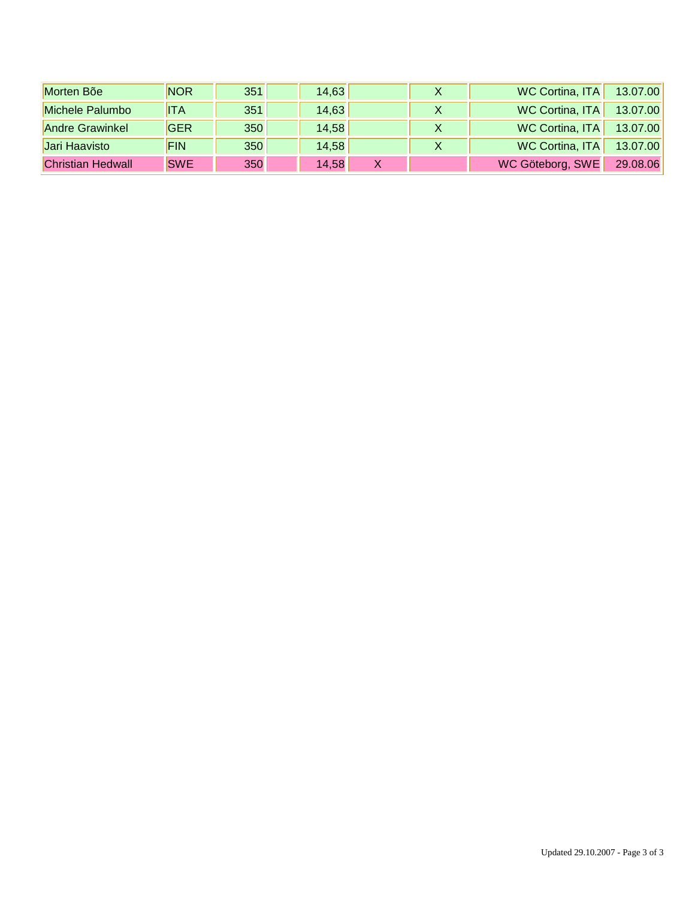| | | | | | | | | |
|---|---|---|---|---|---|---|---|---|
| Morten Bõe | NOR | 351 | | 14,63 | | X | WC Cortina, ITA | 13.07.00 |
| Michele Palumbo | ITA | 351 | | 14,63 | | X | WC Cortina, ITA | 13.07.00 |
| Andre Grawinkel | GER | 350 | | 14,58 | | X | WC Cortina, ITA | 13.07.00 |
| Jari Haavisto | FIN | 350 | | 14,58 | | X | WC Cortina, ITA | 13.07.00 |
| Christian Hedwall | SWE | 350 | | 14,58 | X | | WC Göteborg, SWE | 29.08.06 |

Updated 29.10.2007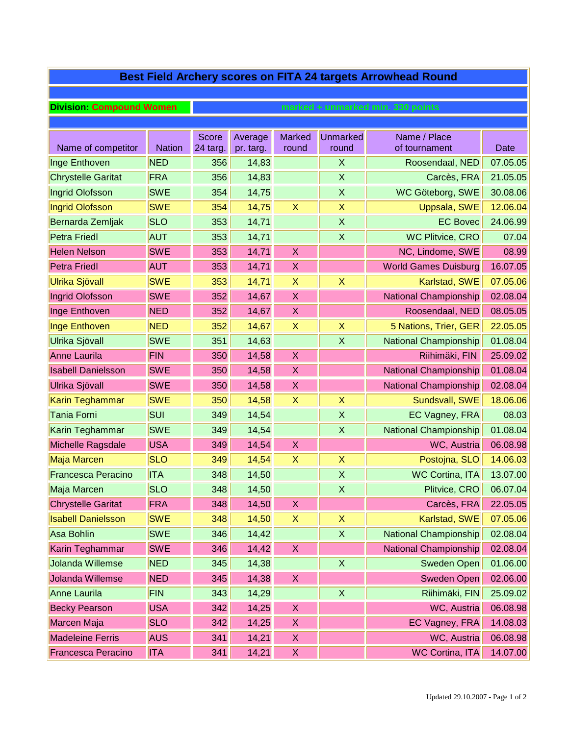# Best Field Archery scores on FITA 24 targets Arrowhead Round

**Division: Compound Women** — marked + unmarked min. 330 points

| Name of competitor | Nation | Score 24 targ. | Average pr. targ. | Marked round | Unmarked round | Name / Place of tournament | Date |
|---|---|---|---|---|---|---|---|
| Inge Enthoven | NED | 356 | 14,83 | | X | Roosendaal, NED | 07.05.05 |
| Chrystelle Garitat | FRA | 356 | 14,83 | | X | Carcès, FRA | 21.05.05 |
| Ingrid Olofsson | SWE | 354 | 14,75 | | X | WC Göteborg, SWE | 30.08.06 |
| Ingrid Olofsson | SWE | 354 | 14,75 | X | X | Uppsala, SWE | 12.06.04 |
| Bernarda Zemljak | SLO | 353 | 14,71 | | X | EC Bovec | 24.06.99 |
| Petra Friedl | AUT | 353 | 14,71 | | X | WC Plitvice, CRO | 07.04 |
| Helen Nelson | SWE | 353 | 14,71 | X | | NC, Lindome, SWE | 08.99 |
| Petra Friedl | AUT | 353 | 14,71 | X | | World Games Duisburg | 16.07.05 |
| Ulrika Sjövall | SWE | 353 | 14,71 | X | X | Karlstad, SWE | 07.05.06 |
| Ingrid Olofsson | SWE | 352 | 14,67 | X | | National Championship | 02.08.04 |
| Inge Enthoven | NED | 352 | 14,67 | X | | Roosendaal, NED | 08.05.05 |
| Inge Enthoven | NED | 352 | 14,67 | X | X | 5 Nations, Trier, GER | 22.05.05 |
| Ulrika Sjövall | SWE | 351 | 14,63 | | X | National Championship | 01.08.04 |
| Anne Laurila | FIN | 350 | 14,58 | X | | Riihimäki, FIN | 25.09.02 |
| Isabell Danielsson | SWE | 350 | 14,58 | X | | National Championship | 01.08.04 |
| Ulrika Sjövall | SWE | 350 | 14,58 | X | | National Championship | 02.08.04 |
| Karin Teghammar | SWE | 350 | 14,58 | X | X | Sundsvall, SWE | 18.06.06 |
| Tania Forni | SUI | 349 | 14,54 | | X | EC Vagney, FRA | 08.03 |
| Karin Teghammar | SWE | 349 | 14,54 | | X | National Championship | 01.08.04 |
| Michelle Ragsdale | USA | 349 | 14,54 | X | | WC, Austria | 06.08.98 |
| Maja Marcen | SLO | 349 | 14,54 | X | X | Postojna, SLO | 14.06.03 |
| Francesca Peracino | ITA | 348 | 14,50 | | X | WC Cortina, ITA | 13.07.00 |
| Maja Marcen | SLO | 348 | 14,50 | | X | Plitvice, CRO | 06.07.04 |
| Chrystelle Garitat | FRA | 348 | 14,50 | X | | Carcès, FRA | 22.05.05 |
| Isabell Danielsson | SWE | 348 | 14,50 | X | X | Karlstad, SWE | 07.05.06 |
| Asa Bohlin | SWE | 346 | 14,42 | | X | National Championship | 02.08.04 |
| Karin Teghammar | SWE | 346 | 14,42 | X | | National Championship | 02.08.04 |
| Jolanda Willemse | NED | 345 | 14,38 | | X | Sweden Open | 01.06.00 |
| Jolanda Willemse | NED | 345 | 14,38 | X | | Sweden Open | 02.06.00 |
| Anne Laurila | FIN | 343 | 14,29 | | X | Riihimäki, FIN | 25.09.02 |
| Becky Pearson | USA | 342 | 14,25 | X | | WC, Austria | 06.08.98 |
| Marcen Maja | SLO | 342 | 14,25 | X | | EC Vagney, FRA | 14.08.03 |
| Madeleine Ferris | AUS | 341 | 14,21 | X | | WC, Austria | 06.08.98 |
| Francesca Peracino | ITA | 341 | 14,21 | X | | WC Cortina, ITA | 14.07.00 |

Updated 29.10.2007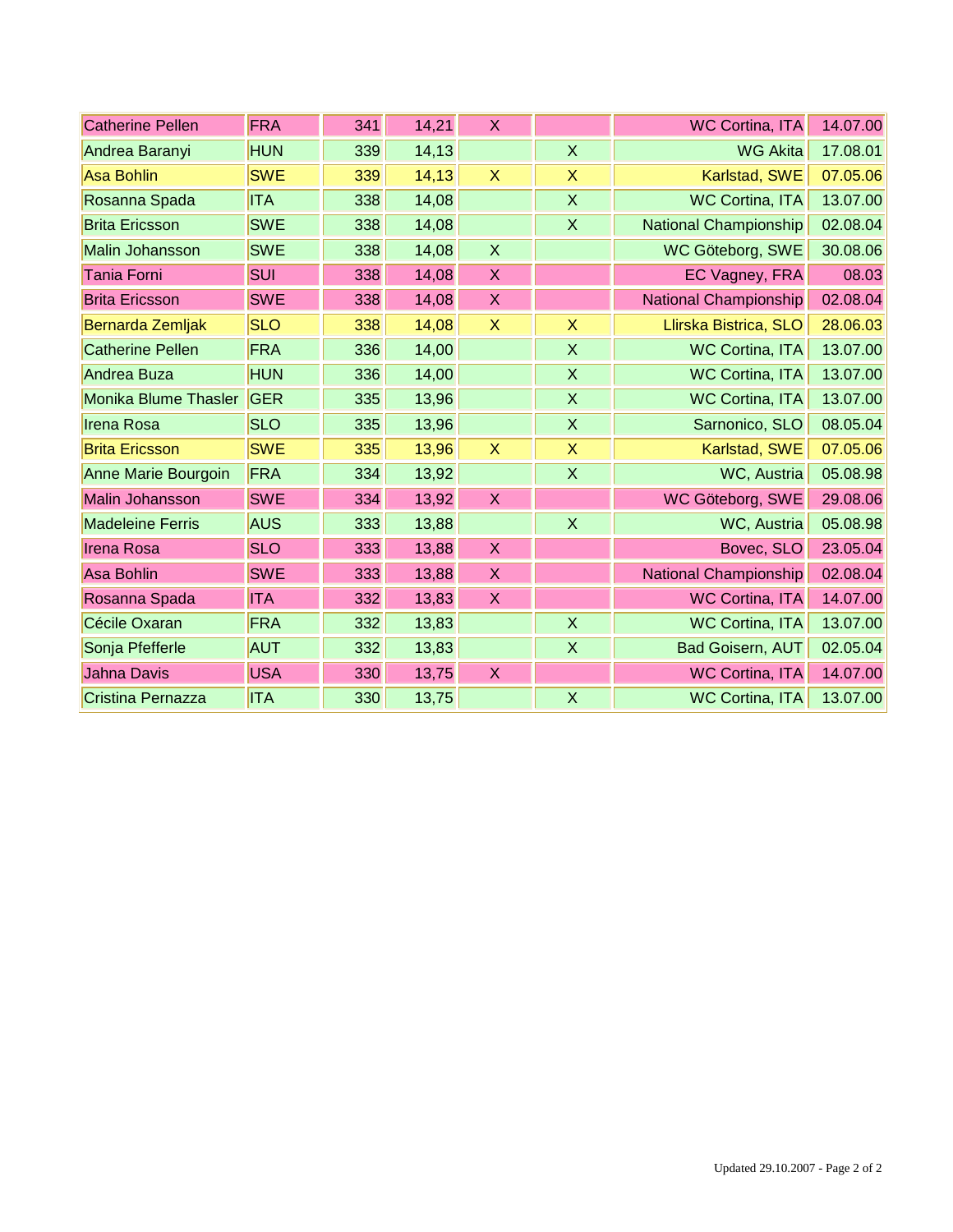| | | | | | | | |
|---|---|---|---|---|---|---|---|
| Catherine Pellen | FRA | 341 | 14,21 | X | | WC Cortina, ITA | 14.07.00 |
| Andrea Baranyi | HUN | 339 | 14,13 | | X | WG Akita | 17.08.01 |
| Asa Bohlin | SWE | 339 | 14,13 | X | X | Karlstad, SWE | 07.05.06 |
| Rosanna Spada | ITA | 338 | 14,08 | | X | WC Cortina, ITA | 13.07.00 |
| Brita Ericsson | SWE | 338 | 14,08 | | X | National Championship | 02.08.04 |
| Malin Johansson | SWE | 338 | 14,08 | X | | WC Göteborg, SWE | 30.08.06 |
| Tania Forni | SUI | 338 | 14,08 | X | | EC Vagney, FRA | 08.03 |
| Brita Ericsson | SWE | 338 | 14,08 | X | | National Championship | 02.08.04 |
| Bernarda Zemljak | SLO | 338 | 14,08 | X | X | Llirska Bistrica, SLO | 28.06.03 |
| Catherine Pellen | FRA | 336 | 14,00 | | X | WC Cortina, ITA | 13.07.00 |
| Andrea Buza | HUN | 336 | 14,00 | | X | WC Cortina, ITA | 13.07.00 |
| Monika Blume Thasler | GER | 335 | 13,96 | | X | WC Cortina, ITA | 13.07.00 |
| Irena Rosa | SLO | 335 | 13,96 | | X | Sarnonico, SLO | 08.05.04 |
| Brita Ericsson | SWE | 335 | 13,96 | X | X | Karlstad, SWE | 07.05.06 |
| Anne Marie Bourgoin | FRA | 334 | 13,92 | | X | WC, Austria | 05.08.98 |
| Malin Johansson | SWE | 334 | 13,92 | X | | WC Göteborg, SWE | 29.08.06 |
| Madeleine Ferris | AUS | 333 | 13,88 | | X | WC, Austria | 05.08.98 |
| Irena Rosa | SLO | 333 | 13,88 | X | | Bovec, SLO | 23.05.04 |
| Asa Bohlin | SWE | 333 | 13,88 | X | | National Championship | 02.08.04 |
| Rosanna Spada | ITA | 332 | 13,83 | X | | WC Cortina, ITA | 14.07.00 |
| Cécile Oxaran | FRA | 332 | 13,83 | | X | WC Cortina, ITA | 13.07.00 |
| Sonja Pfefferle | AUT | 332 | 13,83 | | X | Bad Goisern, AUT | 02.05.04 |
| Jahna Davis | USA | 330 | 13,75 | X | | WC Cortina, ITA | 14.07.00 |
| Cristina Pernazza | ITA | 330 | 13,75 | | X | WC Cortina, ITA | 13.07.00 |

Updated 29.10.2007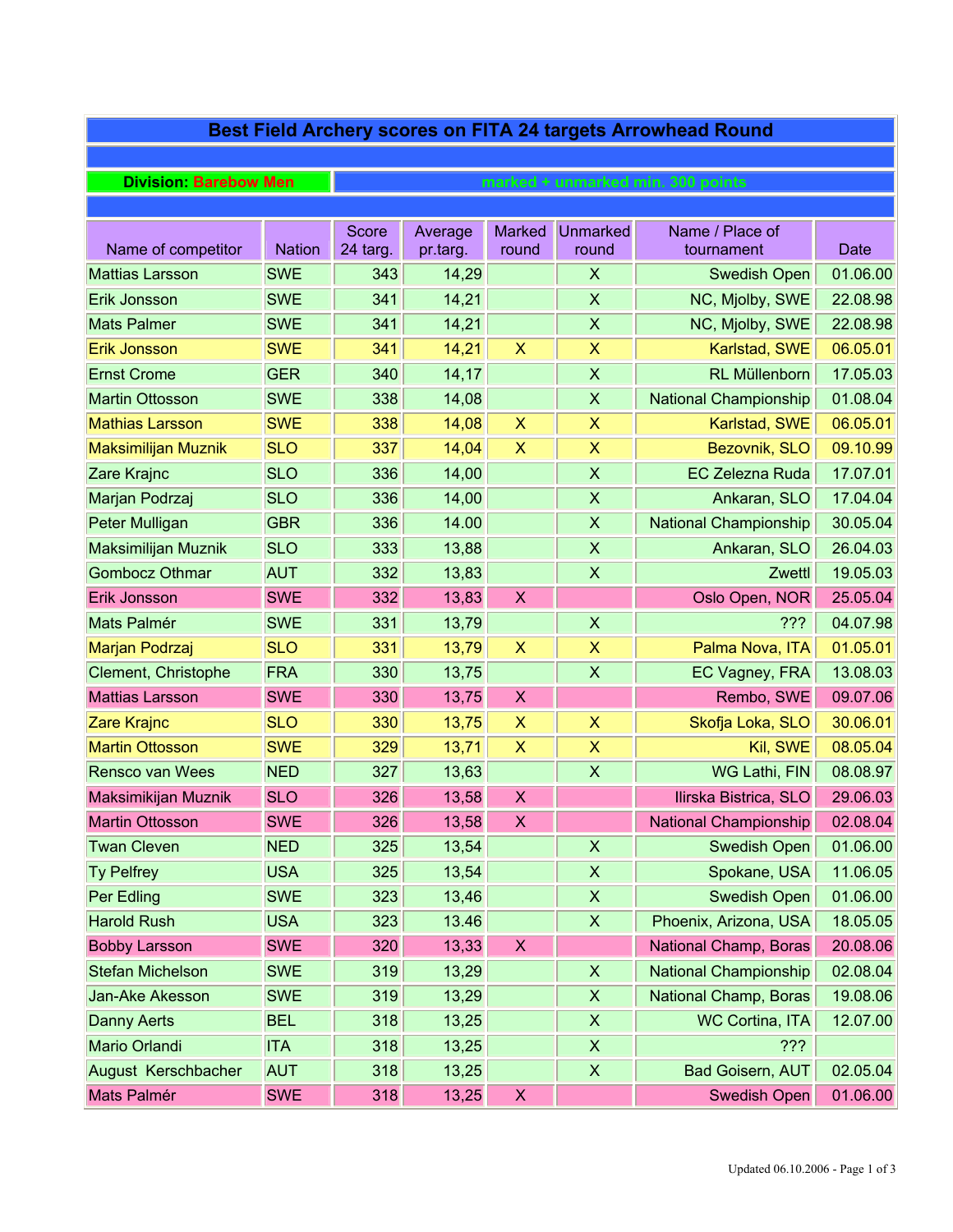| Best Field Archery scores on FITA 24 targets Arrowhead Round | | | | | | | |
|---|---|---|---|---|---|---|---|
| **Division: Barebow Men** | | marked + unmarked min. 300 points | | | | | |
| Name of competitor | Nation | Score 24 targ. | Average pr.targ. | Marked round | Unmarked round | Name / Place of tournament | Date |
| Mattias Larsson | SWE | 343 | 14,29 | | X | Swedish Open | 01.06.00 |
| Erik Jonsson | SWE | 341 | 14,21 | | X | NC, Mjolby, SWE | 22.08.98 |
| Mats Palmer | SWE | 341 | 14,21 | | X | NC, Mjolby, SWE | 22.08.98 |
| Erik Jonsson | SWE | 341 | 14,21 | X | X | Karlstad, SWE | 06.05.01 |
| Ernst Crome | GER | 340 | 14,17 | | X | RL Müllenborn | 17.05.03 |
| Martin Ottosson | SWE | 338 | 14,08 | | X | National Championship | 01.08.04 |
| Mathias Larsson | SWE | 338 | 14,08 | X | X | Karlstad, SWE | 06.05.01 |
| Maksimilijan Muznik | SLO | 337 | 14,04 | X | X | Bezovnik, SLO | 09.10.99 |
| Zare Krajnc | SLO | 336 | 14,00 | | X | EC Zelezna Ruda | 17.07.01 |
| Marjan Podrzaj | SLO | 336 | 14,00 | | X | Ankaran, SLO | 17.04.04 |
| Peter Mulligan | GBR | 336 | 14.00 | | X | National Championship | 30.05.04 |
| Maksimilijan Muznik | SLO | 333 | 13,88 | | X | Ankaran, SLO | 26.04.03 |
| Gombocz Othmar | AUT | 332 | 13,83 | | X | Zwettl | 19.05.03 |
| Erik Jonsson | SWE | 332 | 13,83 | X | | Oslo Open, NOR | 25.05.04 |
| Mats Palmér | SWE | 331 | 13,79 | | X | ??? | 04.07.98 |
| Marjan Podrzaj | SLO | 331 | 13,79 | X | X | Palma Nova, ITA | 01.05.01 |
| Clement, Christophe | FRA | 330 | 13,75 | | X | EC Vagney, FRA | 13.08.03 |
| Mattias Larsson | SWE | 330 | 13,75 | X | | Rembo, SWE | 09.07.06 |
| Zare Krajnc | SLO | 330 | 13,75 | X | X | Skofja Loka, SLO | 30.06.01 |
| Martin Ottosson | SWE | 329 | 13,71 | X | X | Kil, SWE | 08.05.04 |
| Rensco van Wees | NED | 327 | 13,63 | | X | WG Lathi, FIN | 08.08.97 |
| Maksimikijan Muznik | SLO | 326 | 13,58 | X | | Ilirska Bistrica, SLO | 29.06.03 |
| Martin Ottosson | SWE | 326 | 13,58 | X | | National Championship | 02.08.04 |
| Twan Cleven | NED | 325 | 13,54 | | X | Swedish Open | 01.06.00 |
| Ty Pelfrey | USA | 325 | 13,54 | | X | Spokane, USA | 11.06.05 |
| Per Edling | SWE | 323 | 13,46 | | X | Swedish Open | 01.06.00 |
| Harold Rush | USA | 323 | 13.46 | | X | Phoenix, Arizona, USA | 18.05.05 |
| Bobby Larsson | SWE | 320 | 13,33 | X | | National Champ, Boras | 20.08.06 |
| Stefan Michelson | SWE | 319 | 13,29 | | X | National Championship | 02.08.04 |
| Jan-Ake Akesson | SWE | 319 | 13,29 | | X | National Champ, Boras | 19.08.06 |
| Danny Aerts | BEL | 318 | 13,25 | | X | WC Cortina, ITA | 12.07.00 |
| Mario Orlandi | ITA | 318 | 13,25 | | X | ??? | |
| August Kerschbacher | AUT | 318 | 13,25 | | X | Bad Goisern, AUT | 02.05.04 |
| Mats Palmér | SWE | 318 | 13,25 | X | | Swedish Open | 01.06.00 |

Updated 06.10.2006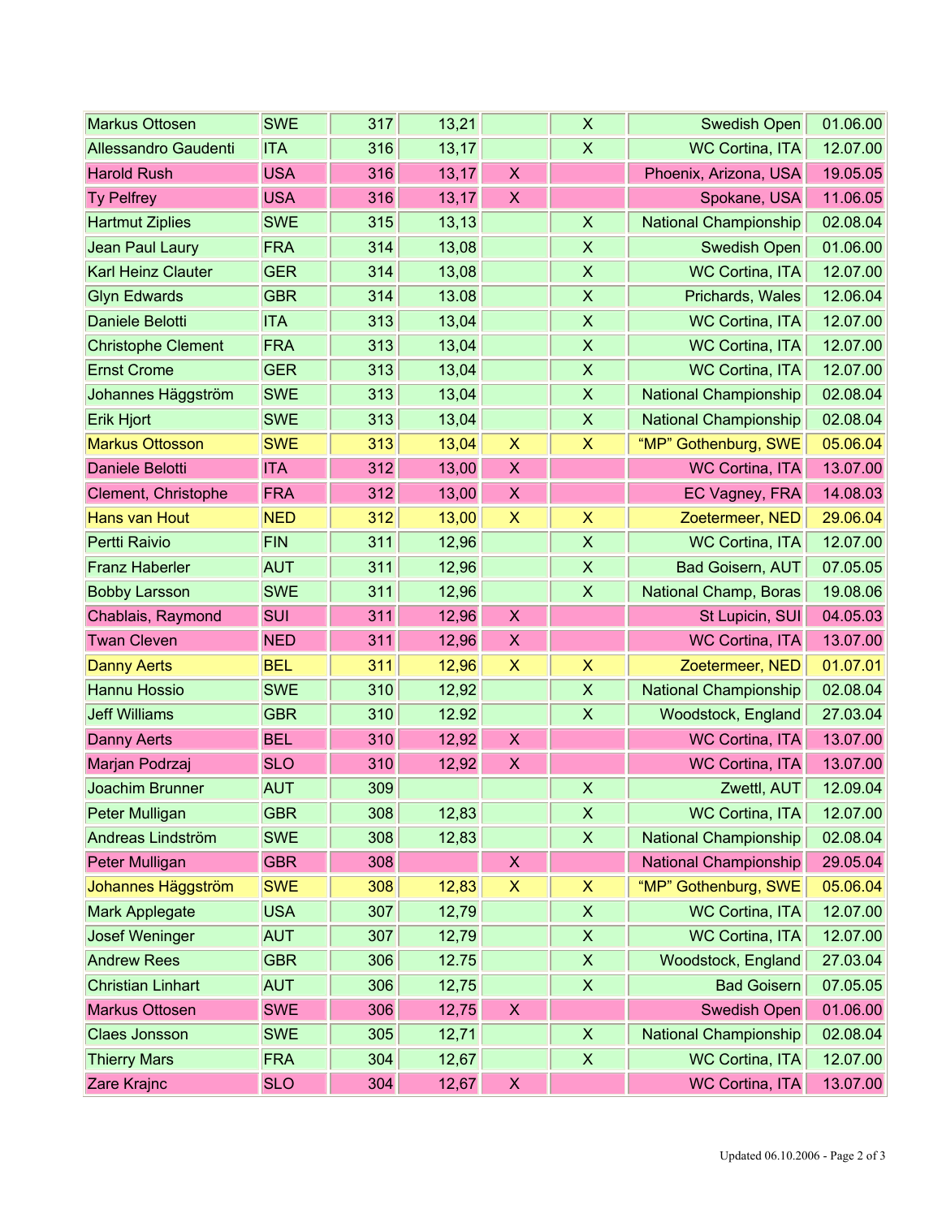| | | | | | | | |
|---|---|---|---|---|---|---|---|
| Markus Ottosen | SWE | 317 | 13,21 | | X | Swedish Open | 01.06.00 |
| Allessandro Gaudenti | ITA | 316 | 13,17 | | X | WC Cortina, ITA | 12.07.00 |
| Harold Rush | USA | 316 | 13,17 | X | | Phoenix, Arizona, USA | 19.05.05 |
| Ty Pelfrey | USA | 316 | 13,17 | X | | Spokane, USA | 11.06.05 |
| Hartmut Ziplies | SWE | 315 | 13,13 | | X | National Championship | 02.08.04 |
| Jean Paul Laury | FRA | 314 | 13,08 | | X | Swedish Open | 01.06.00 |
| Karl Heinz Clauter | GER | 314 | 13,08 | | X | WC Cortina, ITA | 12.07.00 |
| Glyn Edwards | GBR | 314 | 13.08 | | X | Prichards, Wales | 12.06.04 |
| Daniele Belotti | ITA | 313 | 13,04 | | X | WC Cortina, ITA | 12.07.00 |
| Christophe Clement | FRA | 313 | 13,04 | | X | WC Cortina, ITA | 12.07.00 |
| Ernst Crome | GER | 313 | 13,04 | | X | WC Cortina, ITA | 12.07.00 |
| Johannes Häggström | SWE | 313 | 13,04 | | X | National Championship | 02.08.04 |
| Erik Hjort | SWE | 313 | 13,04 | | X | National Championship | 02.08.04 |
| Markus Ottosson | SWE | 313 | 13,04 | X | X | “MP” Gothenburg, SWE | 05.06.04 |
| Daniele Belotti | ITA | 312 | 13,00 | X | | WC Cortina, ITA | 13.07.00 |
| Clement, Christophe | FRA | 312 | 13,00 | X | | EC Vagney, FRA | 14.08.03 |
| Hans van Hout | NED | 312 | 13,00 | X | X | Zoetermeer, NED | 29.06.04 |
| Pertti Raivio | FIN | 311 | 12,96 | | X | WC Cortina, ITA | 12.07.00 |
| Franz Haberler | AUT | 311 | 12,96 | | X | Bad Goisern, AUT | 07.05.05 |
| Bobby Larsson | SWE | 311 | 12,96 | | X | National Champ, Boras | 19.08.06 |
| Chablais, Raymond | SUI | 311 | 12,96 | X | | St Lupicin, SUI | 04.05.03 |
| Twan Cleven | NED | 311 | 12,96 | X | | WC Cortina, ITA | 13.07.00 |
| Danny Aerts | BEL | 311 | 12,96 | X | X | Zoetermeer, NED | 01.07.01 |
| Hannu Hossio | SWE | 310 | 12,92 | | X | National Championship | 02.08.04 |
| Jeff Williams | GBR | 310 | 12.92 | | X | Woodstock, England | 27.03.04 |
| Danny Aerts | BEL | 310 | 12,92 | X | | WC Cortina, ITA | 13.07.00 |
| Marjan Podrzaj | SLO | 310 | 12,92 | X | | WC Cortina, ITA | 13.07.00 |
| Joachim Brunner | AUT | 309 | | | X | Zwettl, AUT | 12.09.04 |
| Peter Mulligan | GBR | 308 | 12,83 | | X | WC Cortina, ITA | 12.07.00 |
| Andreas Lindström | SWE | 308 | 12,83 | | X | National Championship | 02.08.04 |
| Peter Mulligan | GBR | 308 | | X | | National Championship | 29.05.04 |
| Johannes Häggström | SWE | 308 | 12,83 | X | X | “MP” Gothenburg, SWE | 05.06.04 |
| Mark Applegate | USA | 307 | 12,79 | | X | WC Cortina, ITA | 12.07.00 |
| Josef Weninger | AUT | 307 | 12,79 | | X | WC Cortina, ITA | 12.07.00 |
| Andrew Rees | GBR | 306 | 12.75 | | X | Woodstock, England | 27.03.04 |
| Christian Linhart | AUT | 306 | 12,75 | | X | Bad Goisern | 07.05.05 |
| Markus Ottosen | SWE | 306 | 12,75 | X | | Swedish Open | 01.06.00 |
| Claes Jonsson | SWE | 305 | 12,71 | | X | National Championship | 02.08.04 |
| Thierry Mars | FRA | 304 | 12,67 | | X | WC Cortina, ITA | 12.07.00 |
| Zare Krajnc | SLO | 304 | 12,67 | X | | WC Cortina, ITA | 13.07.00 |

Updated 06.10.2006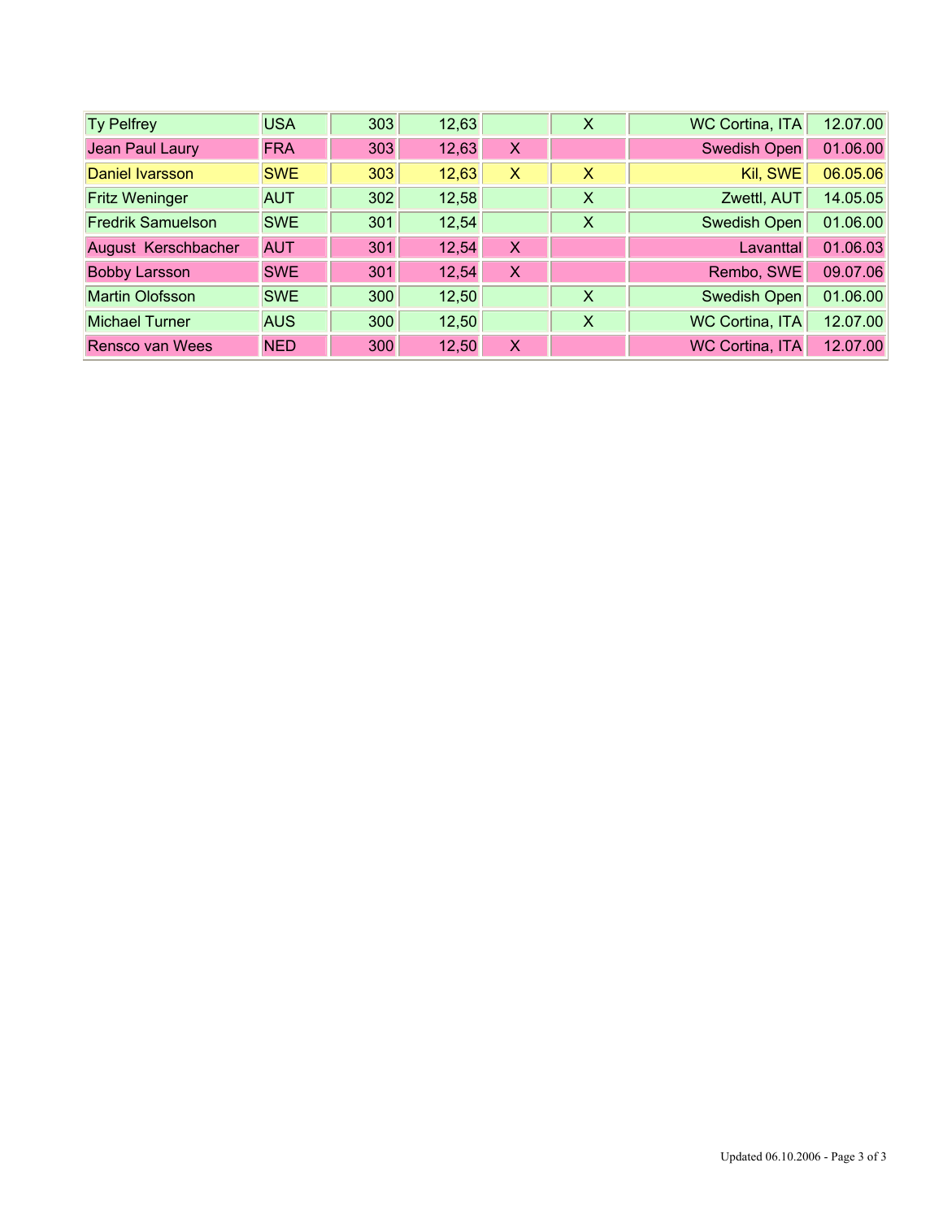| | | | | | | | |
|---|---|---|---|---|---|---|---|
| Ty Pelfrey | USA | 303 | 12,63 | | X | WC Cortina, ITA | 12.07.00 |
| Jean Paul Laury | FRA | 303 | 12,63 | X | | Swedish Open | 01.06.00 |
| Daniel Ivarsson | SWE | 303 | 12,63 | X | X | Kil, SWE | 06.05.06 |
| Fritz Weninger | AUT | 302 | 12,58 | | X | Zwettl, AUT | 14.05.05 |
| Fredrik Samuelson | SWE | 301 | 12,54 | | X | Swedish Open | 01.06.00 |
| August Kerschbacher | AUT | 301 | 12,54 | X | | Lavanttal | 01.06.03 |
| Bobby Larsson | SWE | 301 | 12,54 | X | | Rembo, SWE | 09.07.06 |
| Martin Olofsson | SWE | 300 | 12,50 | | X | Swedish Open | 01.06.00 |
| Michael Turner | AUS | 300 | 12,50 | | X | WC Cortina, ITA | 12.07.00 |
| Rensco van Wees | NED | 300 | 12,50 | X | | WC Cortina, ITA | 12.07.00 |

Updated 06.10.2006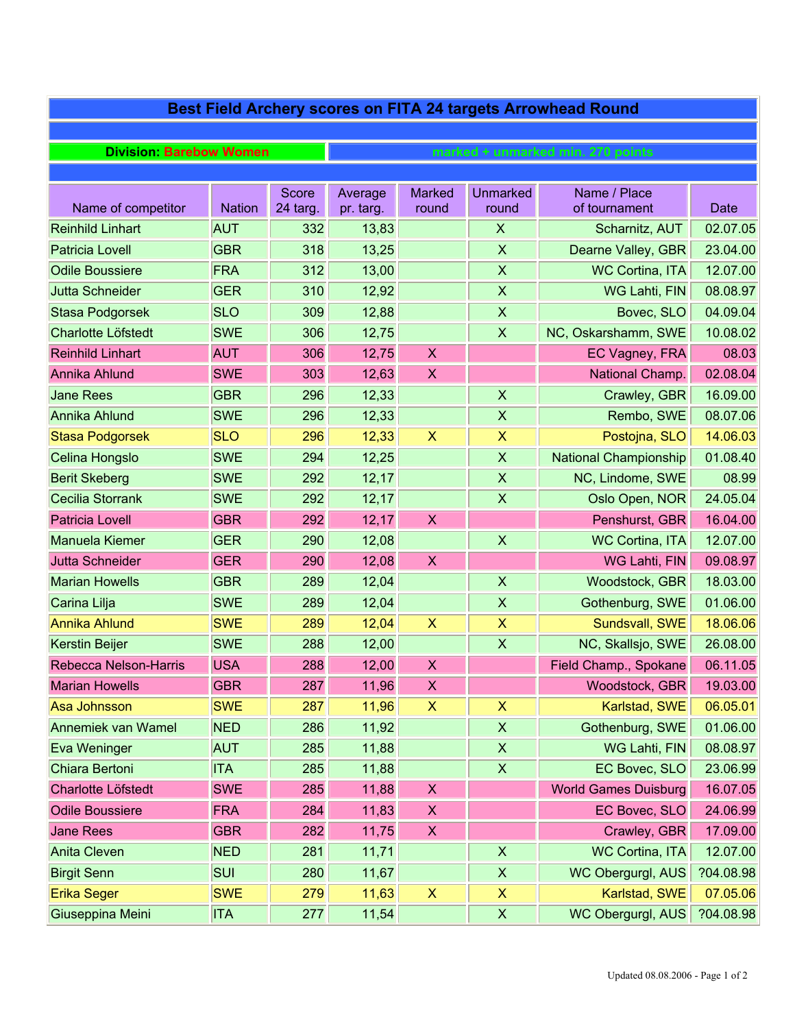# Best Field Archery scores on FITA 24 targets Arrowhead Round

**Division:** Barebow Women — marked + unmarked min. 270 points

| Name of competitor | Nation | Score 24 targ. | Average pr. targ. | Marked round | Unmarked round | Name / Place of tournament | Date |
|---|---|---|---|---|---|---|---|
| Reinhild Linhart | AUT | 332 | 13,83 | | X | Scharnitz, AUT | 02.07.05 |
| Patricia Lovell | GBR | 318 | 13,25 | | X | Dearne Valley, GBR | 23.04.00 |
| Odile Boussiere | FRA | 312 | 13,00 | | X | WC Cortina, ITA | 12.07.00 |
| Jutta Schneider | GER | 310 | 12,92 | | X | WG Lahti, FIN | 08.08.97 |
| Stasa Podgorsek | SLO | 309 | 12,88 | | X | Bovec, SLO | 04.09.04 |
| Charlotte Löfstedt | SWE | 306 | 12,75 | | X | NC, Oskarshamm, SWE | 10.08.02 |
| Reinhild Linhart | AUT | 306 | 12,75 | X | | EC Vagney, FRA | 08.03 |
| Annika Ahlund | SWE | 303 | 12,63 | X | | National Champ. | 02.08.04 |
| Jane Rees | GBR | 296 | 12,33 | | X | Crawley, GBR | 16.09.00 |
| Annika Ahlund | SWE | 296 | 12,33 | | X | Rembo, SWE | 08.07.06 |
| Stasa Podgorsek | SLO | 296 | 12,33 | X | X | Postojna, SLO | 14.06.03 |
| Celina Hongslo | SWE | 294 | 12,25 | | X | National Championship | 01.08.40 |
| Berit Skeberg | SWE | 292 | 12,17 | | X | NC, Lindome, SWE | 08.99 |
| Cecilia Storrank | SWE | 292 | 12,17 | | X | Oslo Open, NOR | 24.05.04 |
| Patricia Lovell | GBR | 292 | 12,17 | X | | Penshurst, GBR | 16.04.00 |
| Manuela Kiemer | GER | 290 | 12,08 | | X | WC Cortina, ITA | 12.07.00 |
| Jutta Schneider | GER | 290 | 12,08 | X | | WG Lahti, FIN | 09.08.97 |
| Marian Howells | GBR | 289 | 12,04 | | X | Woodstock, GBR | 18.03.00 |
| Carina Lilja | SWE | 289 | 12,04 | | X | Gothenburg, SWE | 01.06.00 |
| Annika Ahlund | SWE | 289 | 12,04 | X | X | Sundsvall, SWE | 18.06.06 |
| Kerstin Beijer | SWE | 288 | 12,00 | | X | NC, Skallsjo, SWE | 26.08.00 |
| Rebecca Nelson-Harris | USA | 288 | 12,00 | X | | Field Champ., Spokane | 06.11.05 |
| Marian Howells | GBR | 287 | 11,96 | X | | Woodstock, GBR | 19.03.00 |
| Asa Johnsson | SWE | 287 | 11,96 | X | X | Karlstad, SWE | 06.05.01 |
| Annemiek van Wamel | NED | 286 | 11,92 | | X | Gothenburg, SWE | 01.06.00 |
| Eva Weninger | AUT | 285 | 11,88 | | X | WG Lahti, FIN | 08.08.97 |
| Chiara Bertoni | ITA | 285 | 11,88 | | X | EC Bovec, SLO | 23.06.99 |
| Charlotte Löfstedt | SWE | 285 | 11,88 | X | | World Games Duisburg | 16.07.05 |
| Odile Boussiere | FRA | 284 | 11,83 | X | | EC Bovec, SLO | 24.06.99 |
| Jane Rees | GBR | 282 | 11,75 | X | | Crawley, GBR | 17.09.00 |
| Anita Cleven | NED | 281 | 11,71 | | X | WC Cortina, ITA | 12.07.00 |
| Birgit Senn | SUI | 280 | 11,67 | | X | WC Obergurgl, AUS | ?04.08.98 |
| Erika Seger | SWE | 279 | 11,63 | X | X | Karlstad, SWE | 07.05.06 |
| Giuseppina Meini | ITA | 277 | 11,54 | | X | WC Obergurgl, AUS | ?04.08.98 |

Updated 08.08.2006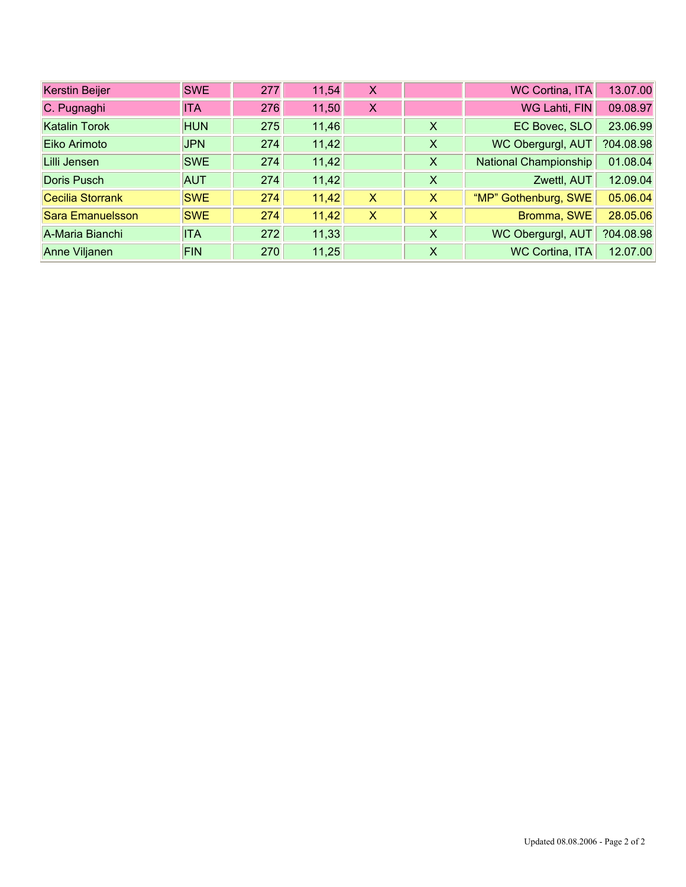| | | | | | | | |
|---|---|---|---|---|---|---|---|
| Kerstin Beijer | SWE | 277 | 11,54 | X | | WC Cortina, ITA | 13.07.00 |
| C. Pugnaghi | ITA | 276 | 11,50 | X | | WG Lahti, FIN | 09.08.97 |
| Katalin Torok | HUN | 275 | 11,46 | | X | EC Bovec, SLO | 23.06.99 |
| Eiko Arimoto | JPN | 274 | 11,42 | | X | WC Obergurgl, AUT | ?04.08.98 |
| Lilli Jensen | SWE | 274 | 11,42 | | X | National Championship | 01.08.04 |
| Doris Pusch | AUT | 274 | 11,42 | | X | Zwettl, AUT | 12.09.04 |
| Cecilia Storrank | SWE | 274 | 11,42 | X | X | “MP” Gothenburg, SWE | 05.06.04 |
| Sara Emanuelsson | SWE | 274 | 11,42 | X | X | Bromma, SWE | 28.05.06 |
| A-Maria Bianchi | ITA | 272 | 11,33 | | X | WC Obergurgl, AUT | ?04.08.98 |
| Anne Viljanen | FIN | 270 | 11,25 | | X | WC Cortina, ITA | 12.07.00 |

Updated 08.08.2006